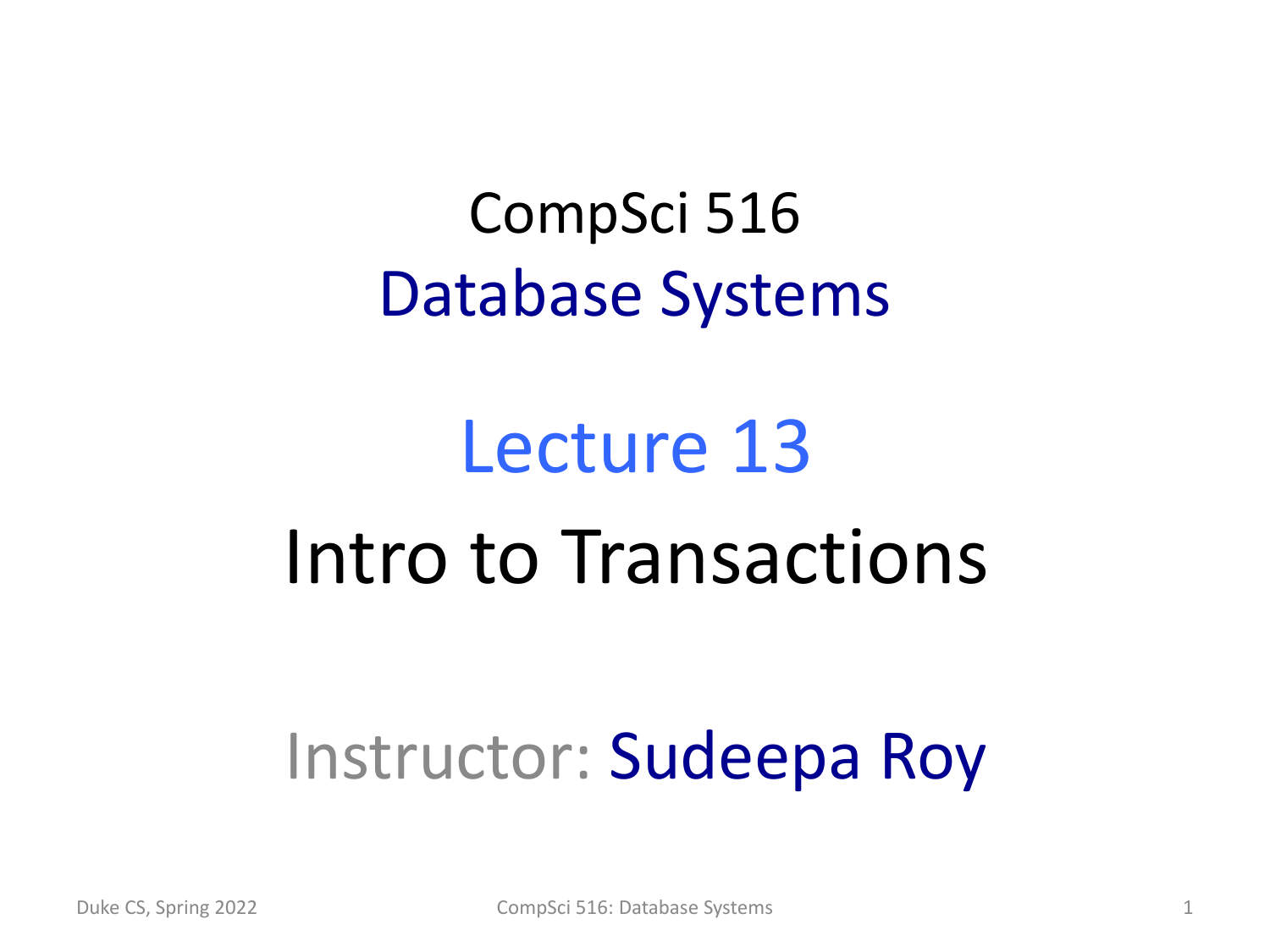# CompSci 516
## Database Systems

# Lecture 13
# Intro to Transactions

Instructor: Sudeepa Roy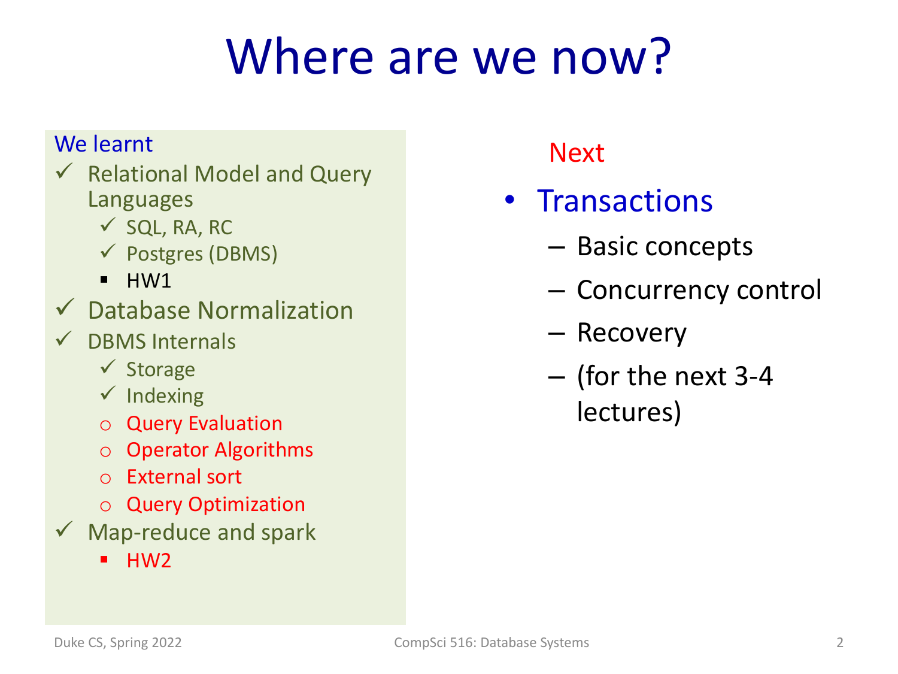# Where are we now?

We learnt

- ✓ Relational Model and Query Languages
  - ✓ SQL, RA, RC
  - ✓ Postgres (DBMS)
  - HW1
- ✓ Database Normalization
- ✓ DBMS Internals
  - ✓ Storage
  - ✓ Indexing
  - o Query Evaluation
  - o Operator Algorithms
  - o External sort
  - o Query Optimization
- ✓ Map-reduce and spark
  - HW2

Next

- Transactions
  - Basic concepts
  - Concurrency control
  - Recovery
  - (for the next 3-4 lectures)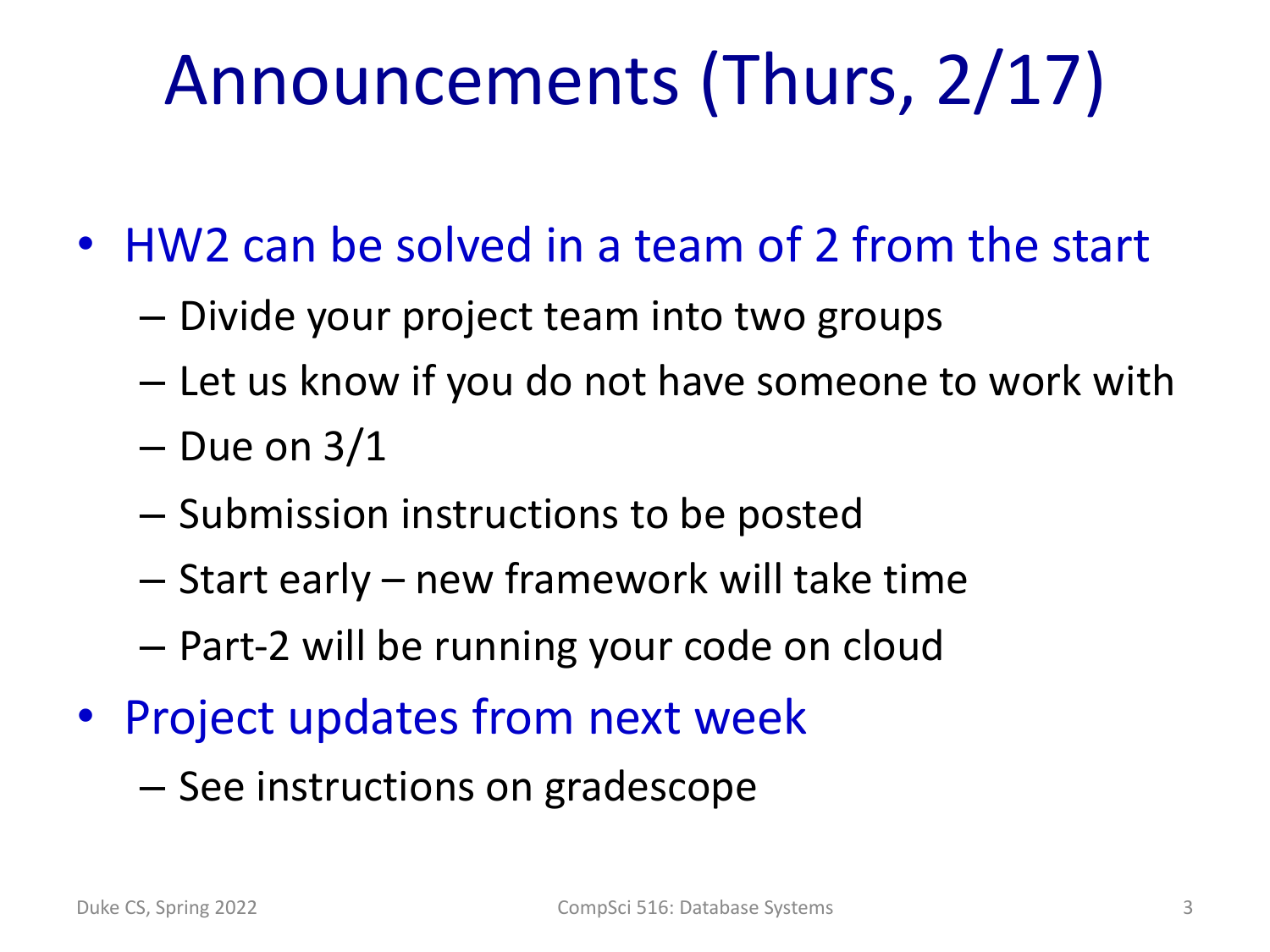# Announcements (Thurs, 2/17)

- HW2 can be solved in a team of 2 from the start
  - Divide your project team into two groups
  - Let us know if you do not have someone to work with
  - Due on 3/1
  - Submission instructions to be posted
  - Start early – new framework will take time
  - Part-2 will be running your code on cloud
- Project updates from next week
  - See instructions on gradescope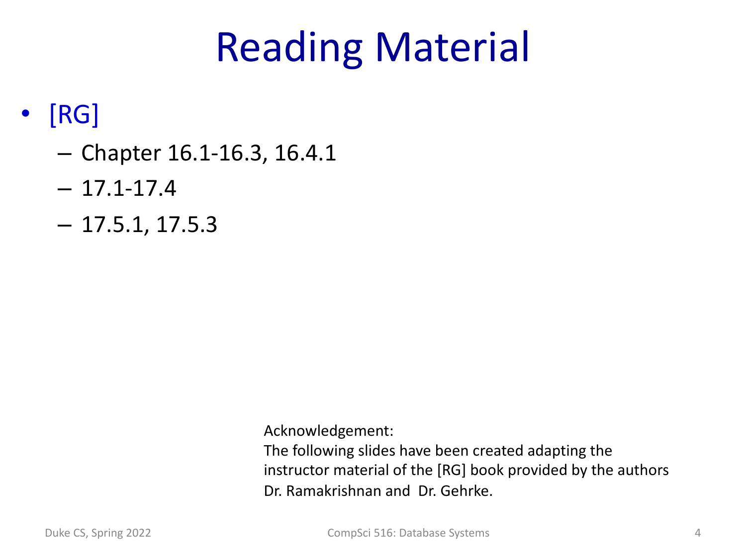# Reading Material

- [RG]
  - Chapter 16.1-16.3, 16.4.1
  - 17.1-17.4
  - 17.5.1, 17.5.3

Acknowledgement:
The following slides have been created adapting the instructor material of the [RG] book provided by the authors Dr. Ramakrishnan and Dr. Gehrke.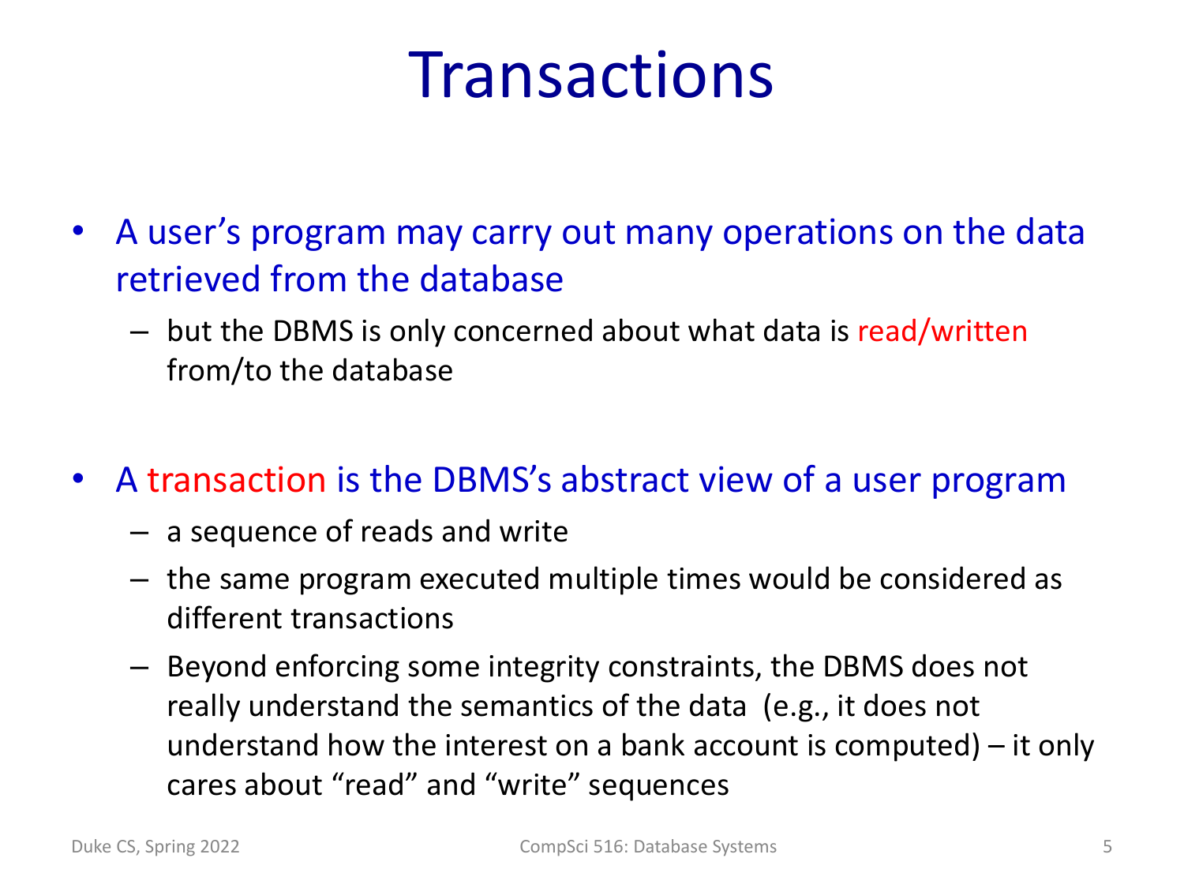# Transactions

- A user's program may carry out many operations on the data retrieved from the database
  - but the DBMS is only concerned about what data is read/written from/to the database

- A transaction is the DBMS's abstract view of a user program
  - a sequence of reads and write
  - the same program executed multiple times would be considered as different transactions
  - Beyond enforcing some integrity constraints, the DBMS does not really understand the semantics of the data (e.g., it does not understand how the interest on a bank account is computed) – it only cares about "read" and "write" sequences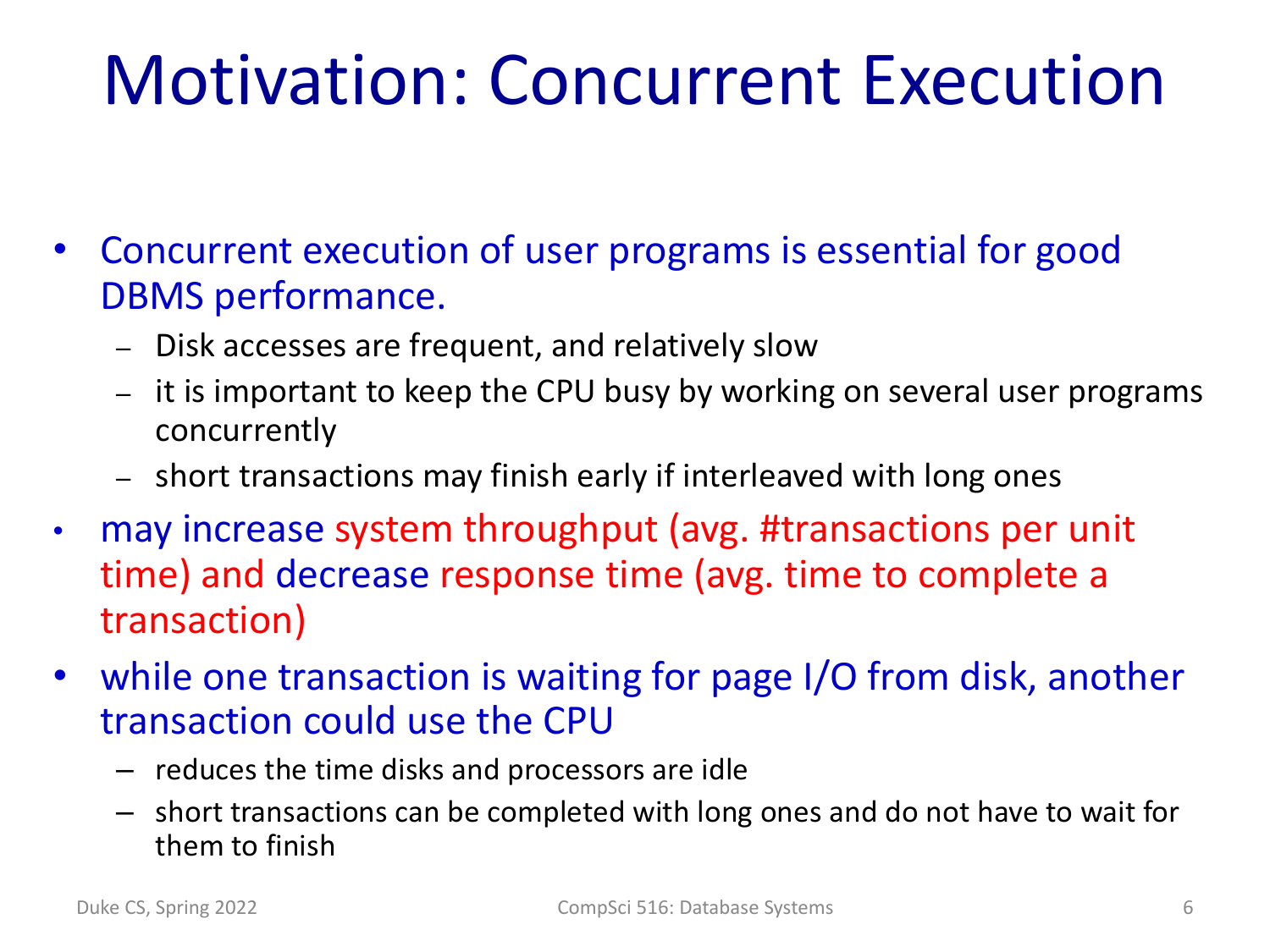# Motivation: Concurrent Execution

- Concurrent execution of user programs is essential for good DBMS performance.
  - Disk accesses are frequent, and relatively slow
  - it is important to keep the CPU busy by working on several user programs concurrently
  - short transactions may finish early if interleaved with long ones
- may increase system throughput (avg. #transactions per unit time) and decrease response time (avg. time to complete a transaction)
- while one transaction is waiting for page I/O from disk, another transaction could use the CPU
  - reduces the time disks and processors are idle
  - short transactions can be completed with long ones and do not have to wait for them to finish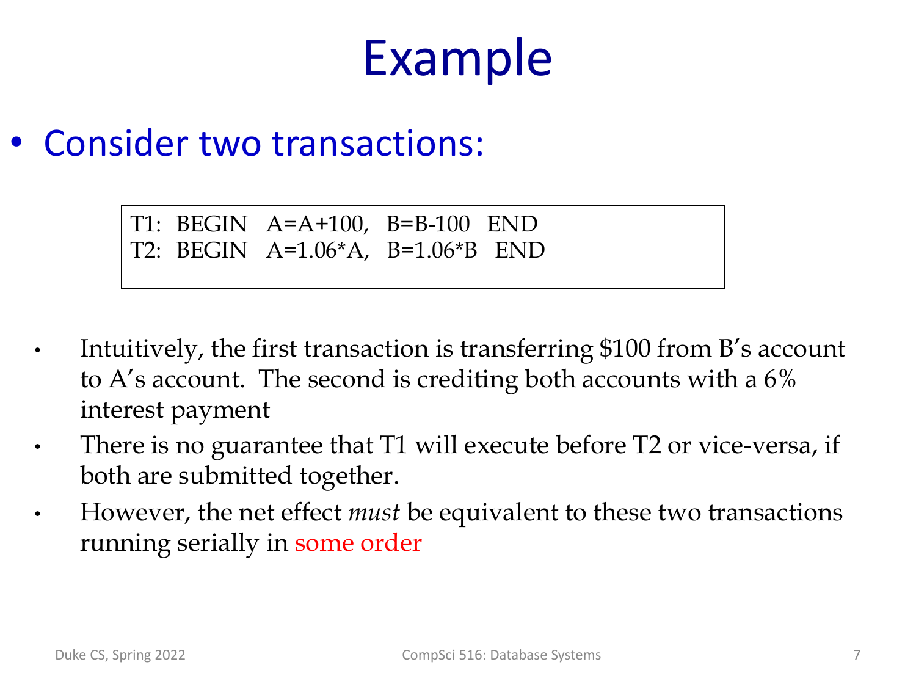# Example

- Consider two transactions:

```
T1:  BEGIN   A=A+100,   B=B-100   END
T2:  BEGIN   A=1.06*A,   B=1.06*B   END
```

- Intuitively, the first transaction is transferring $100 from B's account to A's account. The second is crediting both accounts with a 6% interest payment
- There is no guarantee that T1 will execute before T2 or vice-versa, if both are submitted together.
- However, the net effect *must* be equivalent to these two transactions running serially in some order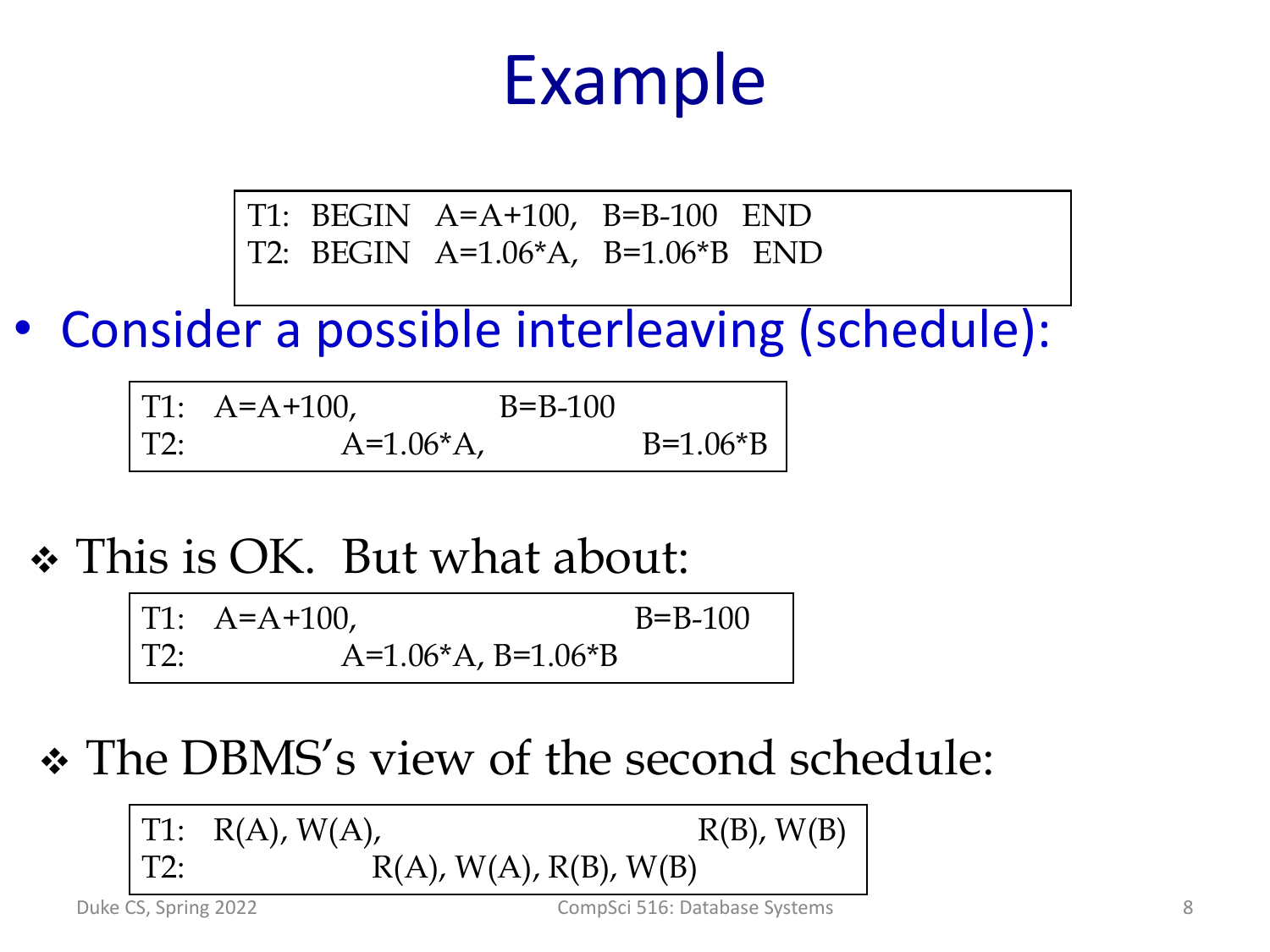# Example

```
T1:  BEGIN   A=A+100,   B=B-100   END
T2:  BEGIN   A=1.06*A,  B=1.06*B  END
```

- Consider a possible interleaving (schedule):

```
T1:   A=A+100,              B=B-100
T2:             A=1.06*A,              B=1.06*B
```

❖ This is OK. But what about:

```
T1:   A=A+100,                        B=B-100
T2:             A=1.06*A, B=1.06*B
```

❖ The DBMS's view of the second schedule:

```
T1:   R(A), W(A),                              R(B), W(B)
T2:               R(A), W(A), R(B), W(B)
```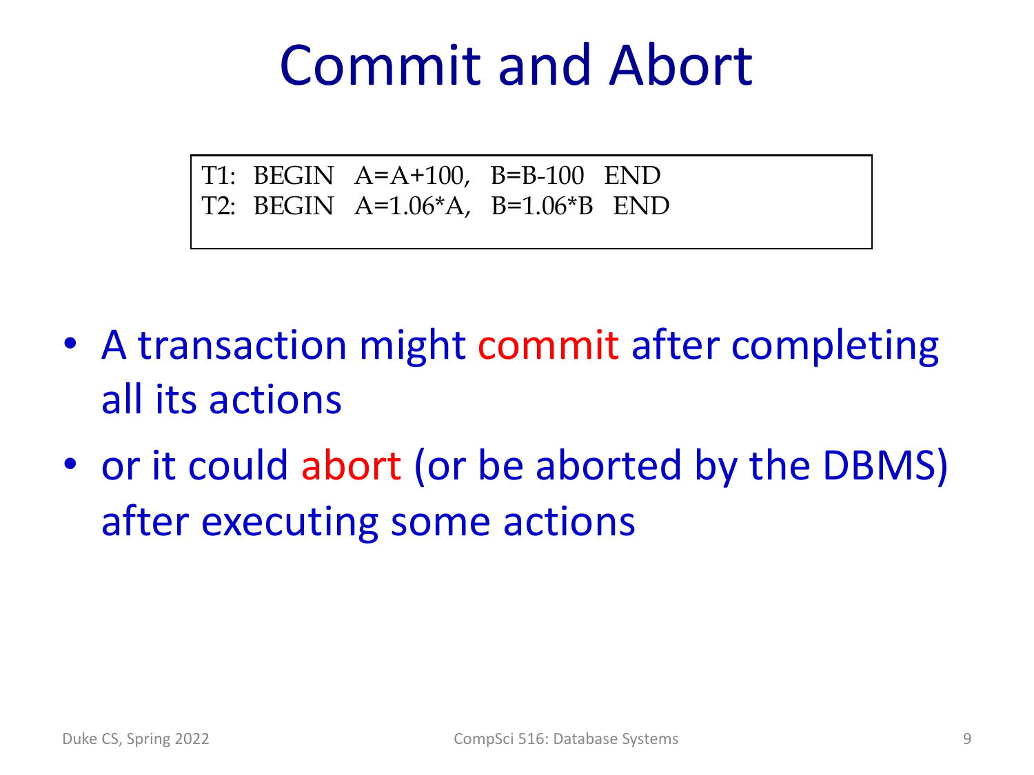# Commit and Abort

```
T1:  BEGIN   A=A+100,   B=B-100   END
T2:  BEGIN   A=1.06*A,   B=1.06*B   END
```

- A transaction might commit after completing all its actions
- or it could abort (or be aborted by the DBMS) after executing some actions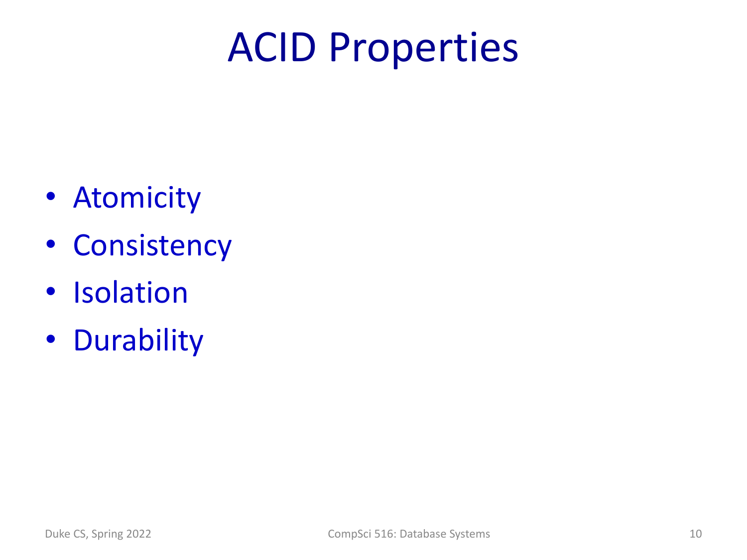# ACID Properties

- Atomicity
- Consistency
- Isolation
- Durability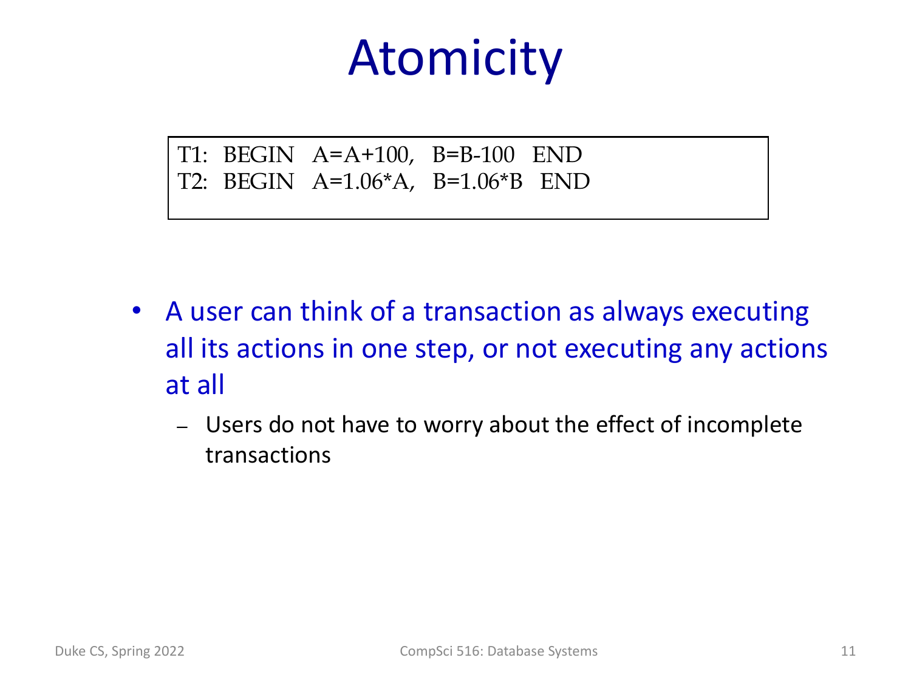# Atomicity

```
T1:  BEGIN   A=A+100,   B=B-100   END
T2:  BEGIN   A=1.06*A,   B=1.06*B   END
```

- A user can think of a transaction as always executing all its actions in one step, or not executing any actions at all
  - Users do not have to worry about the effect of incomplete transactions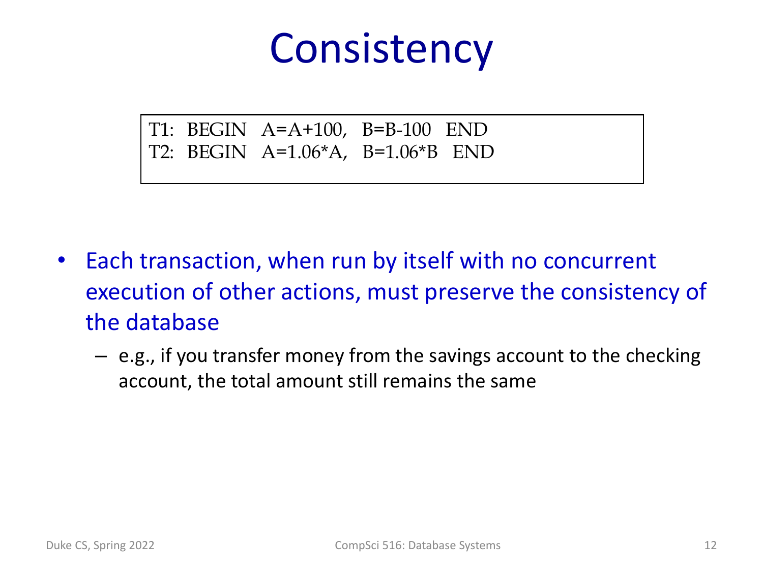# Consistency

```
T1:  BEGIN   A=A+100,   B=B-100   END
T2:  BEGIN   A=1.06*A,   B=1.06*B   END
```

- Each transaction, when run by itself with no concurrent execution of other actions, must preserve the consistency of the database
  - e.g., if you transfer money from the savings account to the checking account, the total amount still remains the same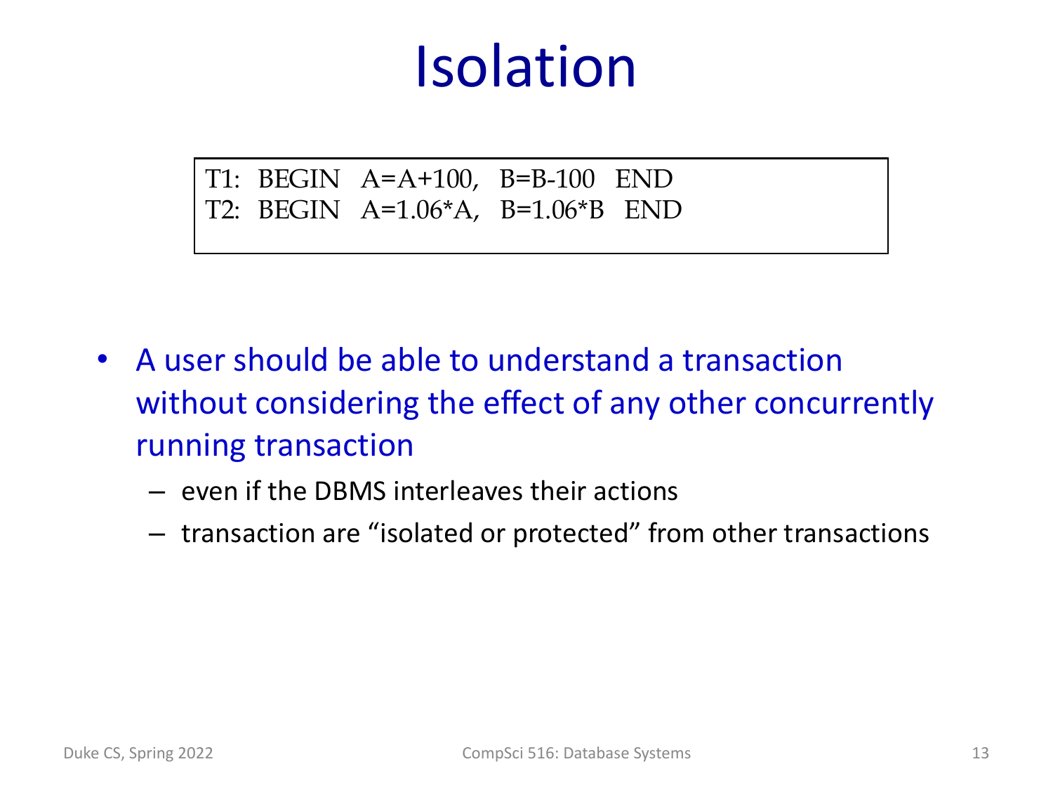# Isolation

```
T1:  BEGIN   A=A+100,   B=B-100   END
T2:  BEGIN   A=1.06*A,   B=1.06*B   END
```

- A user should be able to understand a transaction without considering the effect of any other concurrently running transaction
  - even if the DBMS interleaves their actions
  - transaction are "isolated or protected" from other transactions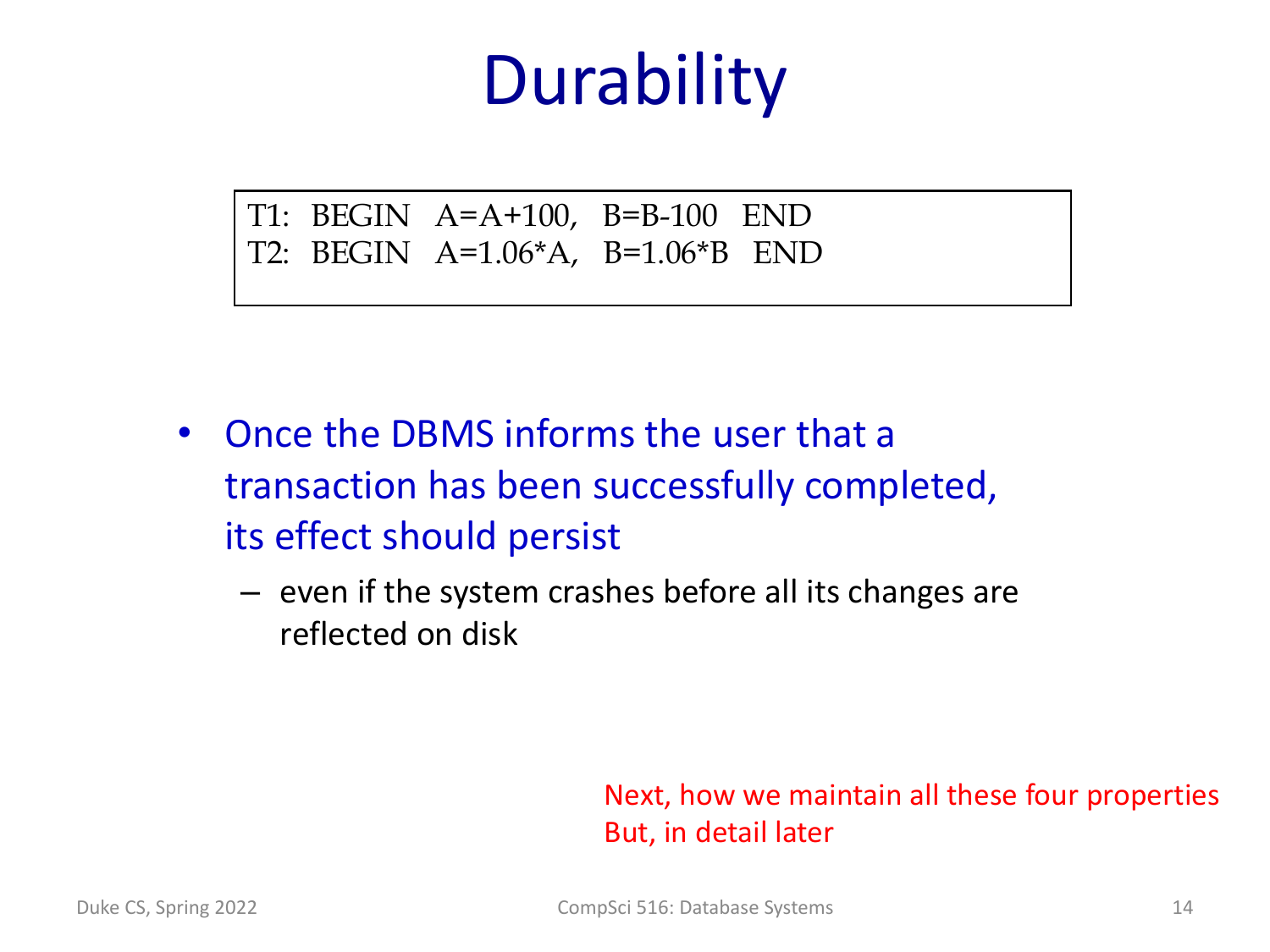# Durability

```
T1:  BEGIN   A=A+100,   B=B-100   END
T2:  BEGIN   A=1.06*A,  B=1.06*B   END
```

- Once the DBMS informs the user that a transaction has been successfully completed, its effect should persist
  - even if the system crashes before all its changes are reflected on disk

Next, how we maintain all these four properties
But, in detail later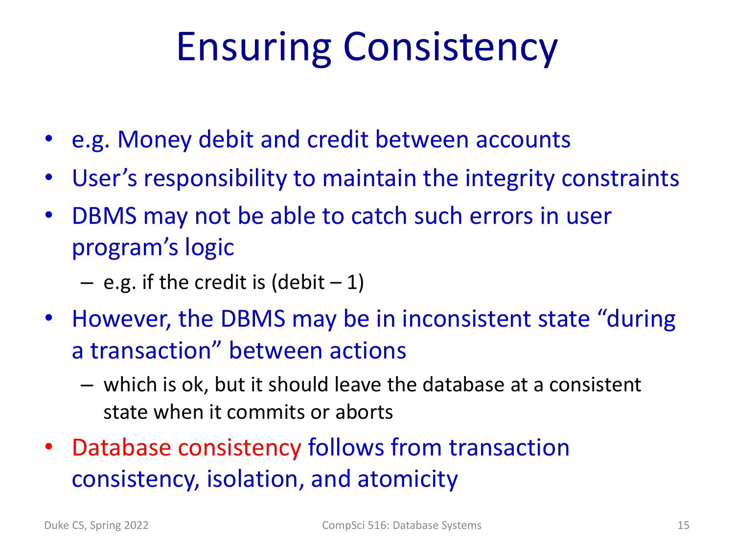# Ensuring Consistency

- e.g. Money debit and credit between accounts
- User's responsibility to maintain the integrity constraints
- DBMS may not be able to catch such errors in user program's logic
  - e.g. if the credit is (debit – 1)
- However, the DBMS may be in inconsistent state "during a transaction" between actions
  - which is ok, but it should leave the database at a consistent state when it commits or aborts
- Database consistency follows from transaction consistency, isolation, and atomicity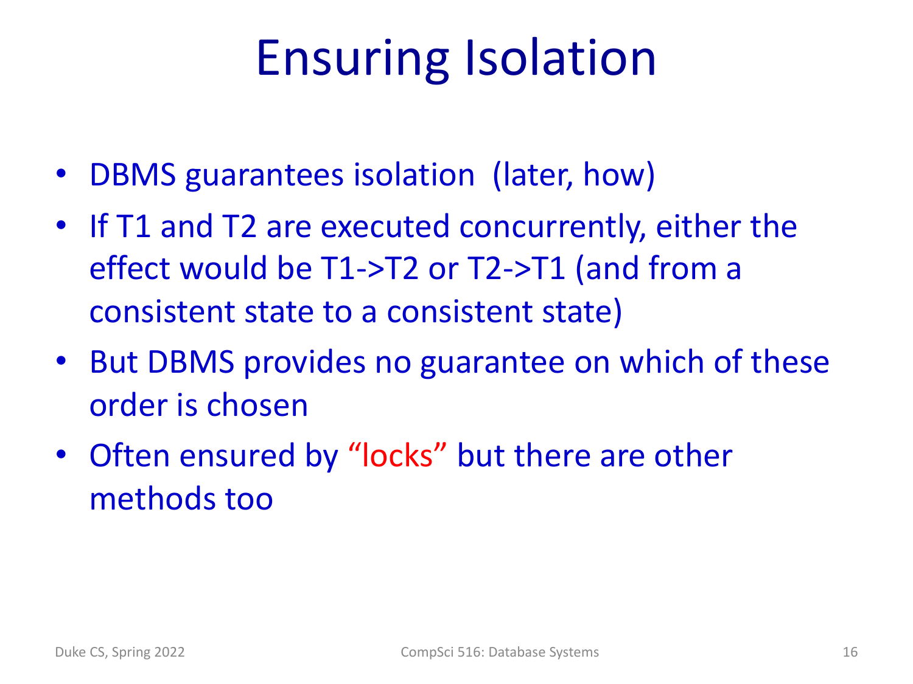# Ensuring Isolation

- DBMS guarantees isolation (later, how)
- If T1 and T2 are executed concurrently, either the effect would be T1->T2 or T2->T1 (and from a consistent state to a consistent state)
- But DBMS provides no guarantee on which of these order is chosen
- Often ensured by "locks" but there are other methods too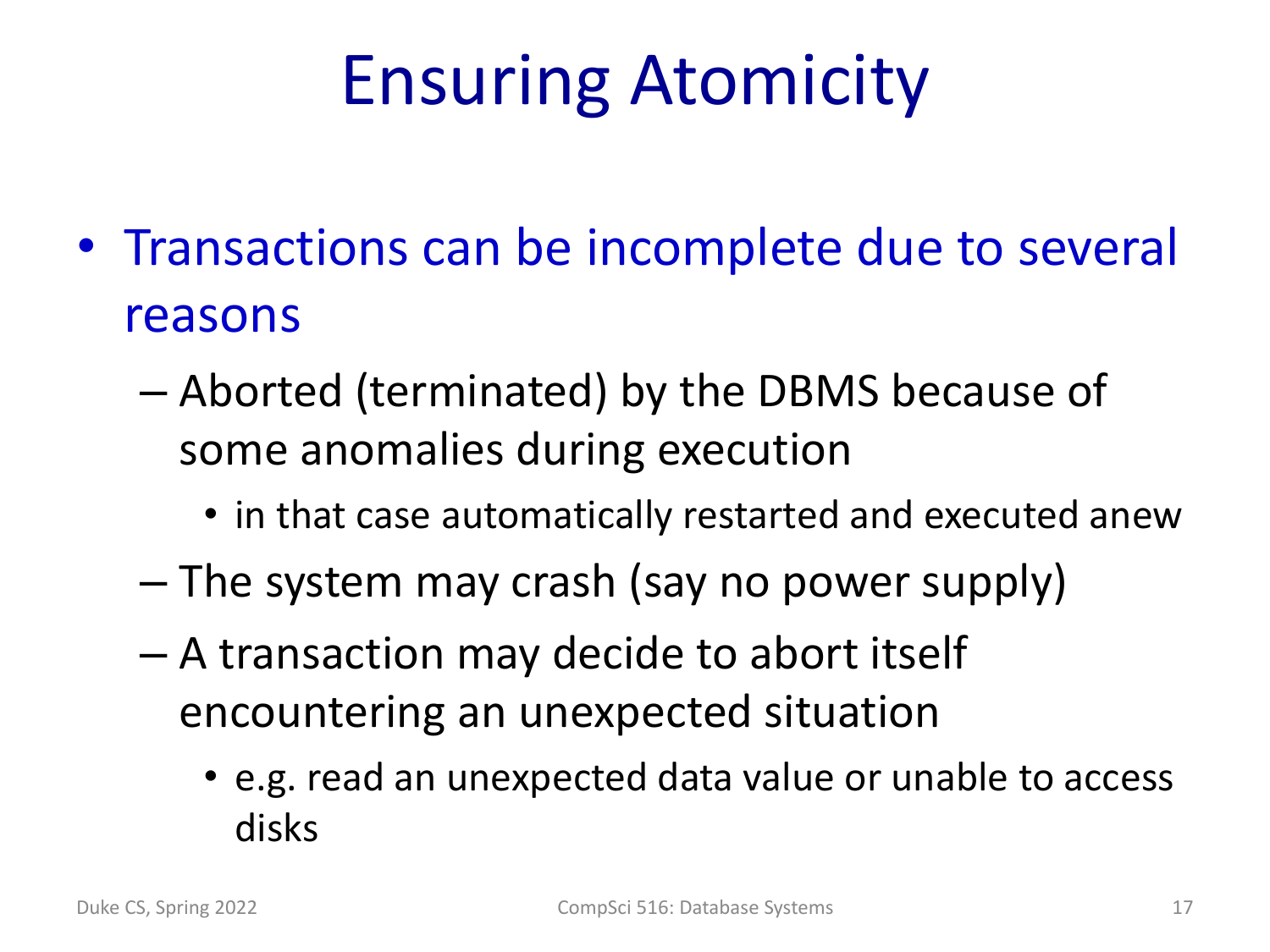# Ensuring Atomicity

- Transactions can be incomplete due to several reasons
  - Aborted (terminated) by the DBMS because of some anomalies during execution
    - in that case automatically restarted and executed anew
  - The system may crash (say no power supply)
  - A transaction may decide to abort itself encountering an unexpected situation
    - e.g. read an unexpected data value or unable to access disks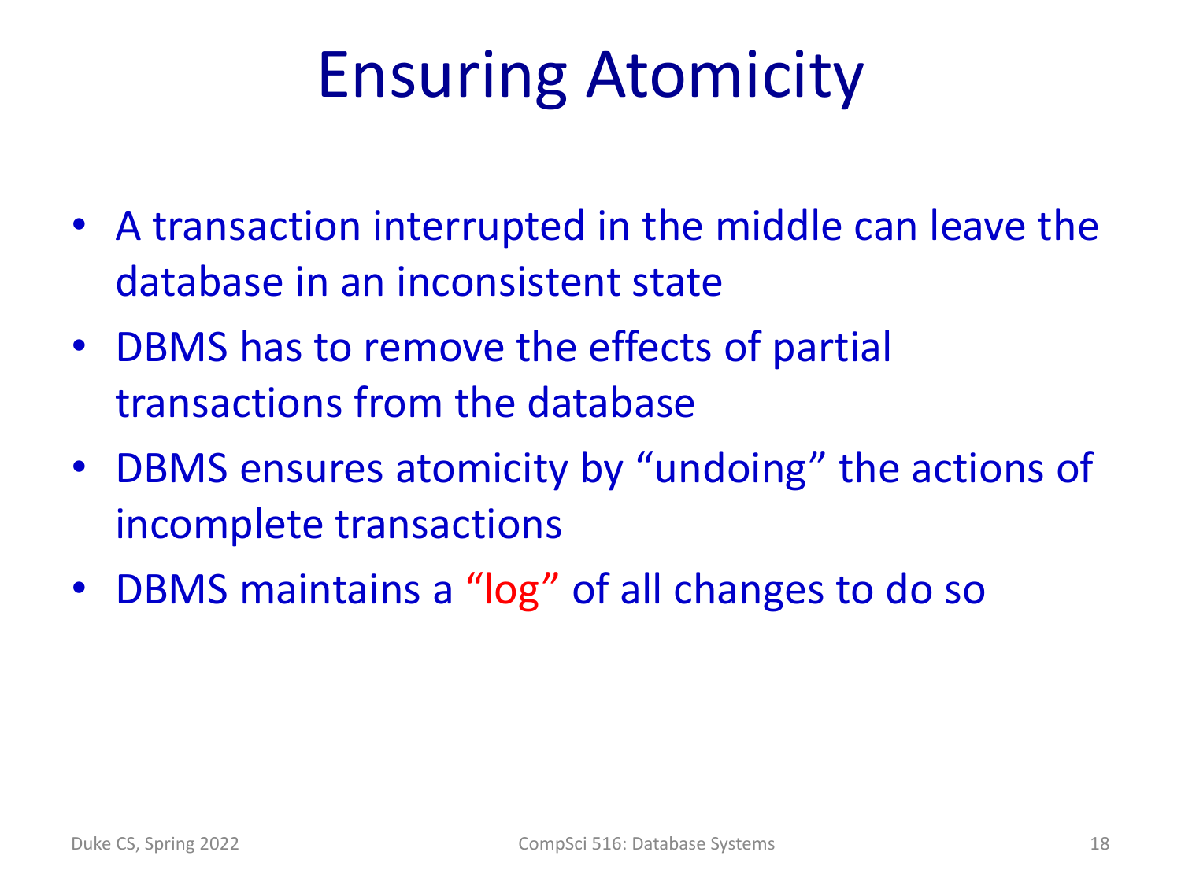# Ensuring Atomicity

- A transaction interrupted in the middle can leave the database in an inconsistent state
- DBMS has to remove the effects of partial transactions from the database
- DBMS ensures atomicity by "undoing" the actions of incomplete transactions
- DBMS maintains a "log" of all changes to do so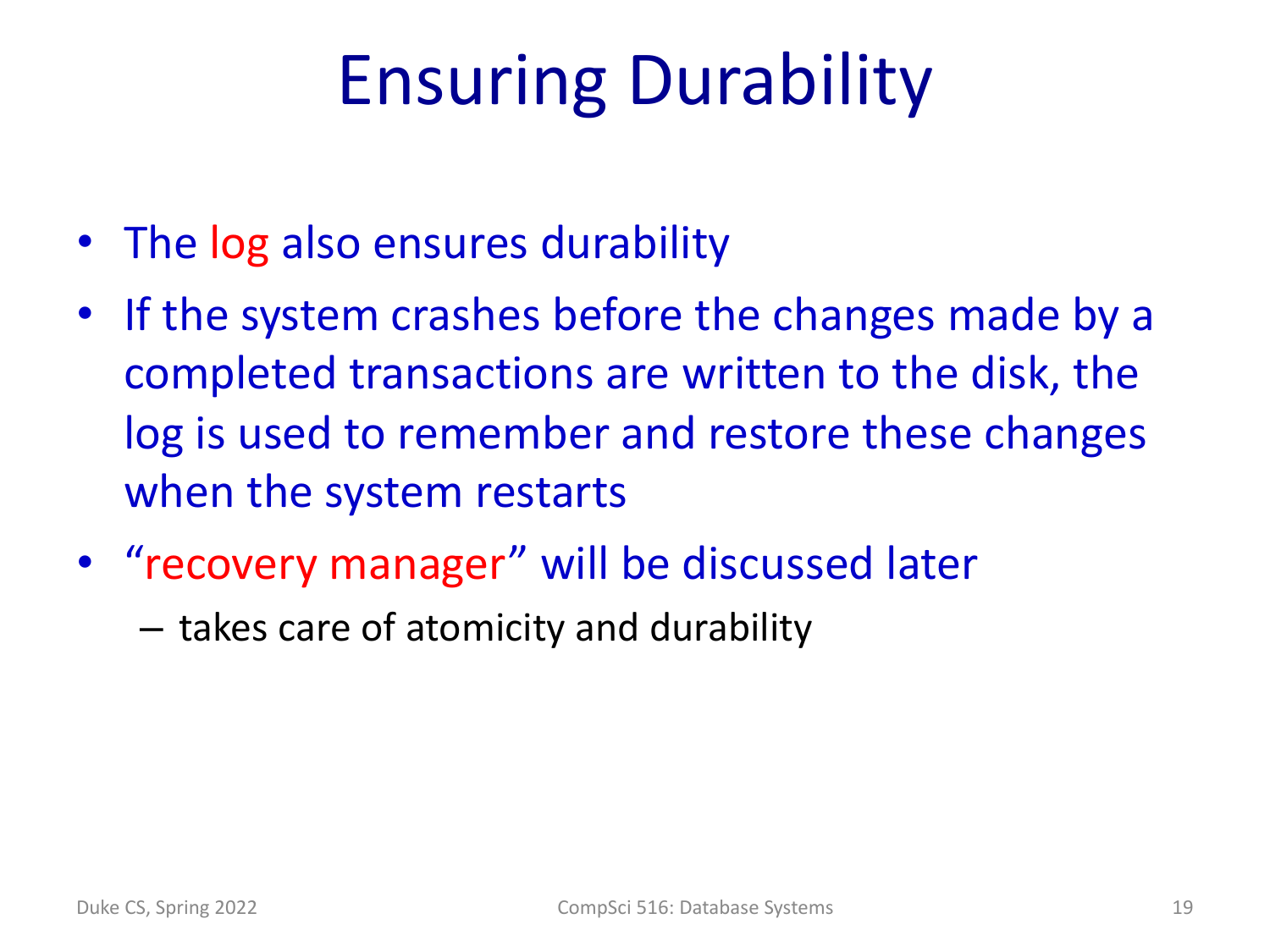# Ensuring Durability

- The log also ensures durability
- If the system crashes before the changes made by a completed transactions are written to the disk, the log is used to remember and restore these changes when the system restarts
- "recovery manager" will be discussed later
  - takes care of atomicity and durability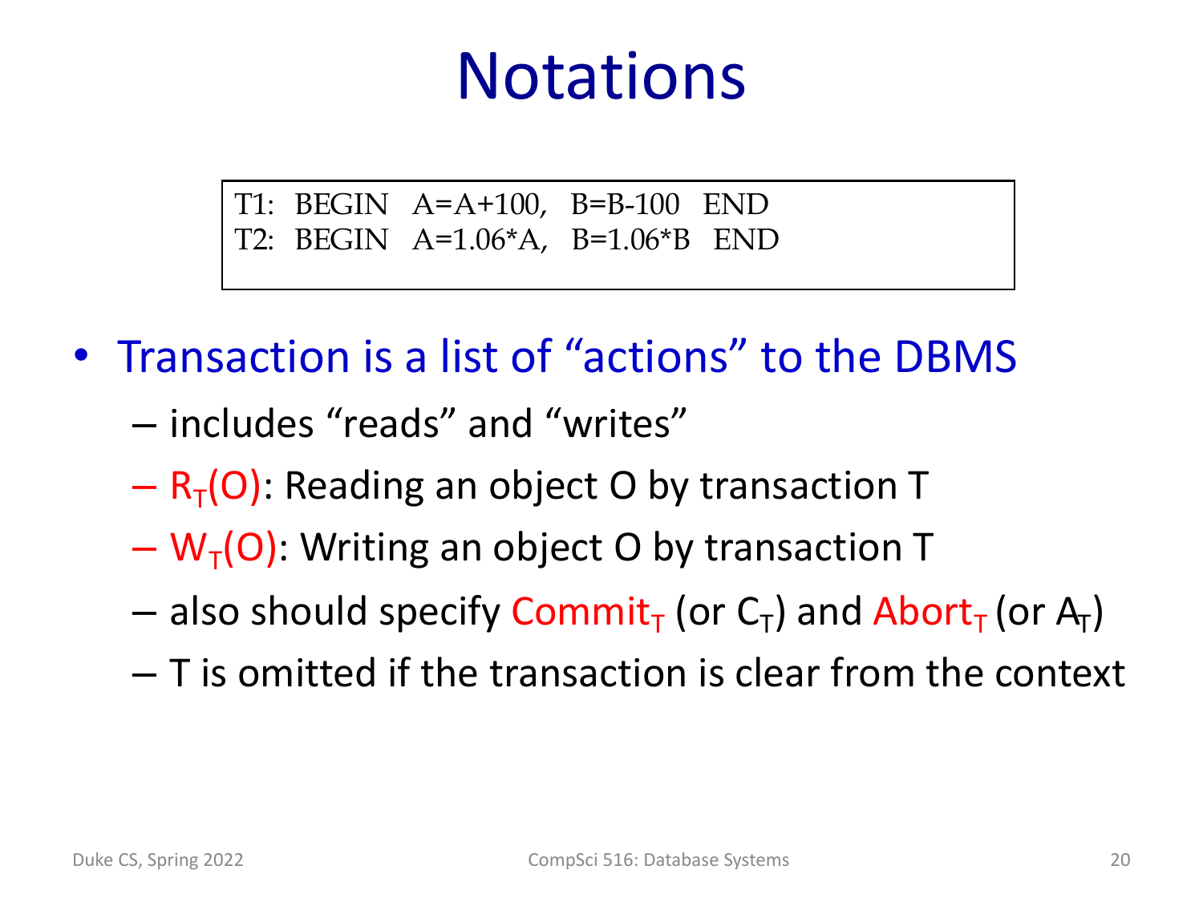# Notations

```
T1:  BEGIN   A=A+100,   B=B-100   END
T2:  BEGIN   A=1.06*A,   B=1.06*B   END
```

- Transaction is a list of "actions" to the DBMS
  - includes "reads" and "writes"
  - $R_T(O)$: Reading an object O by transaction T
  - $W_T(O)$: Writing an object O by transaction T
  - also should specify $Commit_T$ (or $C_T$) and $Abort_T$ (or $A_T$)
  - T is omitted if the transaction is clear from the context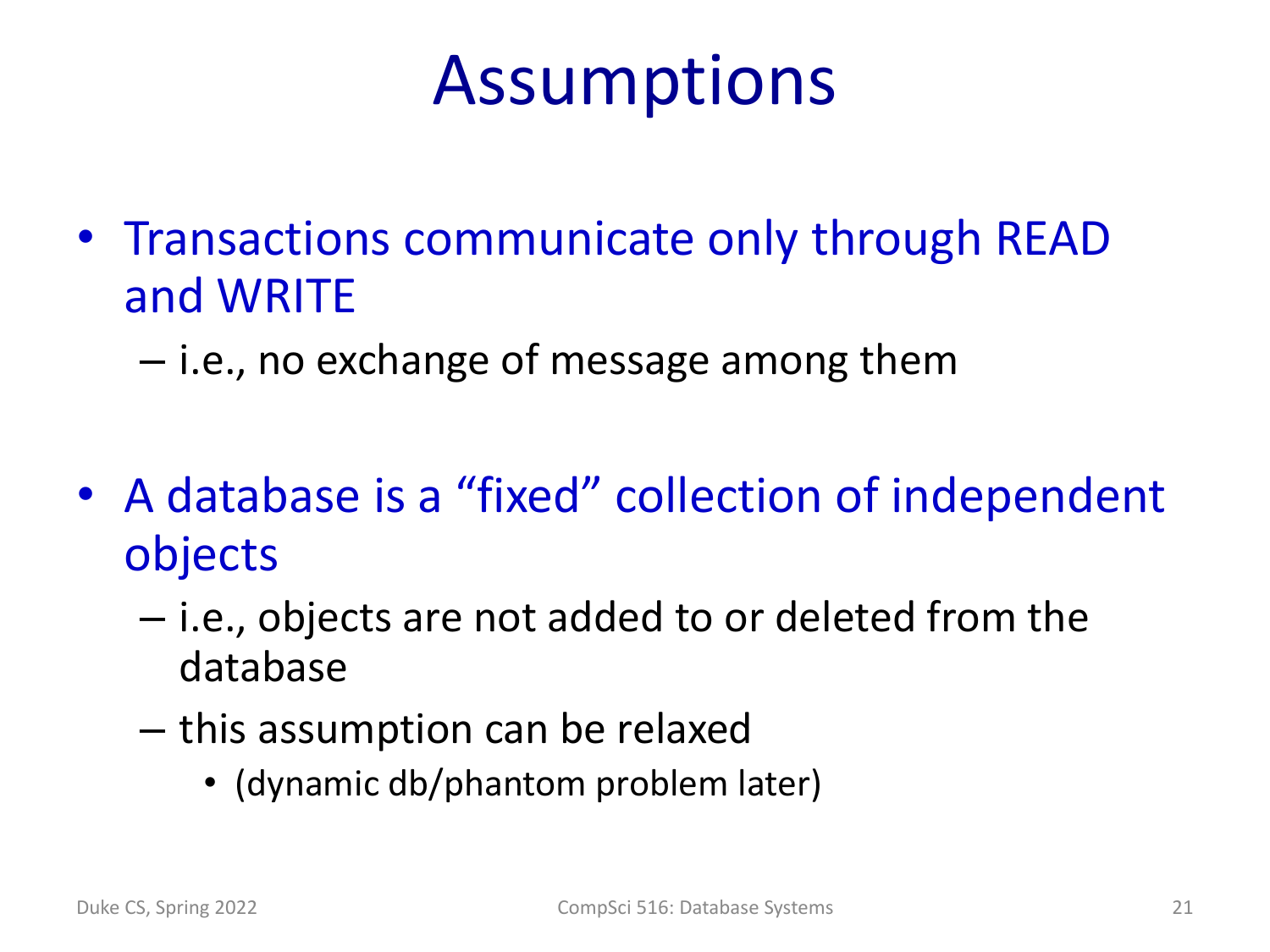# Assumptions

- Transactions communicate only through READ and WRITE
  - i.e., no exchange of message among them

- A database is a "fixed" collection of independent objects
  - i.e., objects are not added to or deleted from the database
  - this assumption can be relaxed
    - (dynamic db/phantom problem later)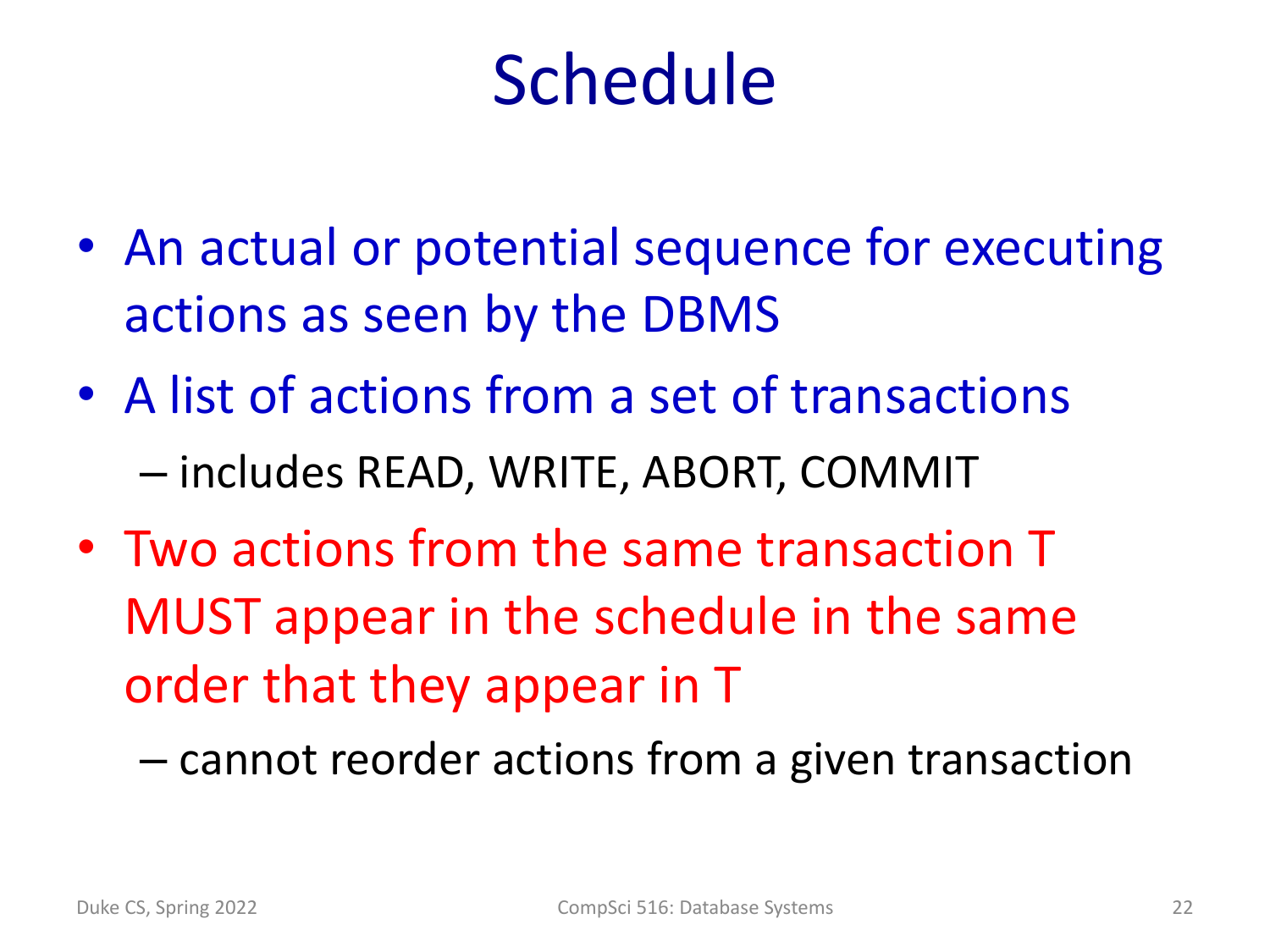# Schedule

- An actual or potential sequence for executing actions as seen by the DBMS
- A list of actions from a set of transactions
  - includes READ, WRITE, ABORT, COMMIT
- Two actions from the same transaction T MUST appear in the schedule in the same order that they appear in T
  - cannot reorder actions from a given transaction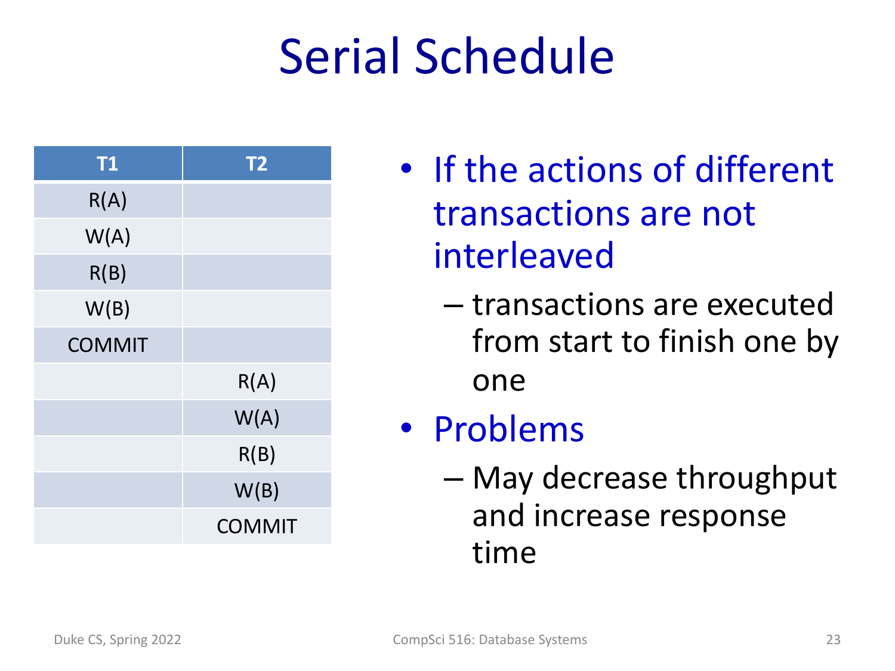# Serial Schedule

| T1 | T2 |
|---|---|
| R(A) | |
| W(A) | |
| R(B) | |
| W(B) | |
| COMMIT | |
| | R(A) |
| | W(A) |
| | R(B) |
| | W(B) |
| | COMMIT |

- If the actions of different transactions are not interleaved
  - transactions are executed from start to finish one by one
- Problems
  - May decrease throughput and increase response time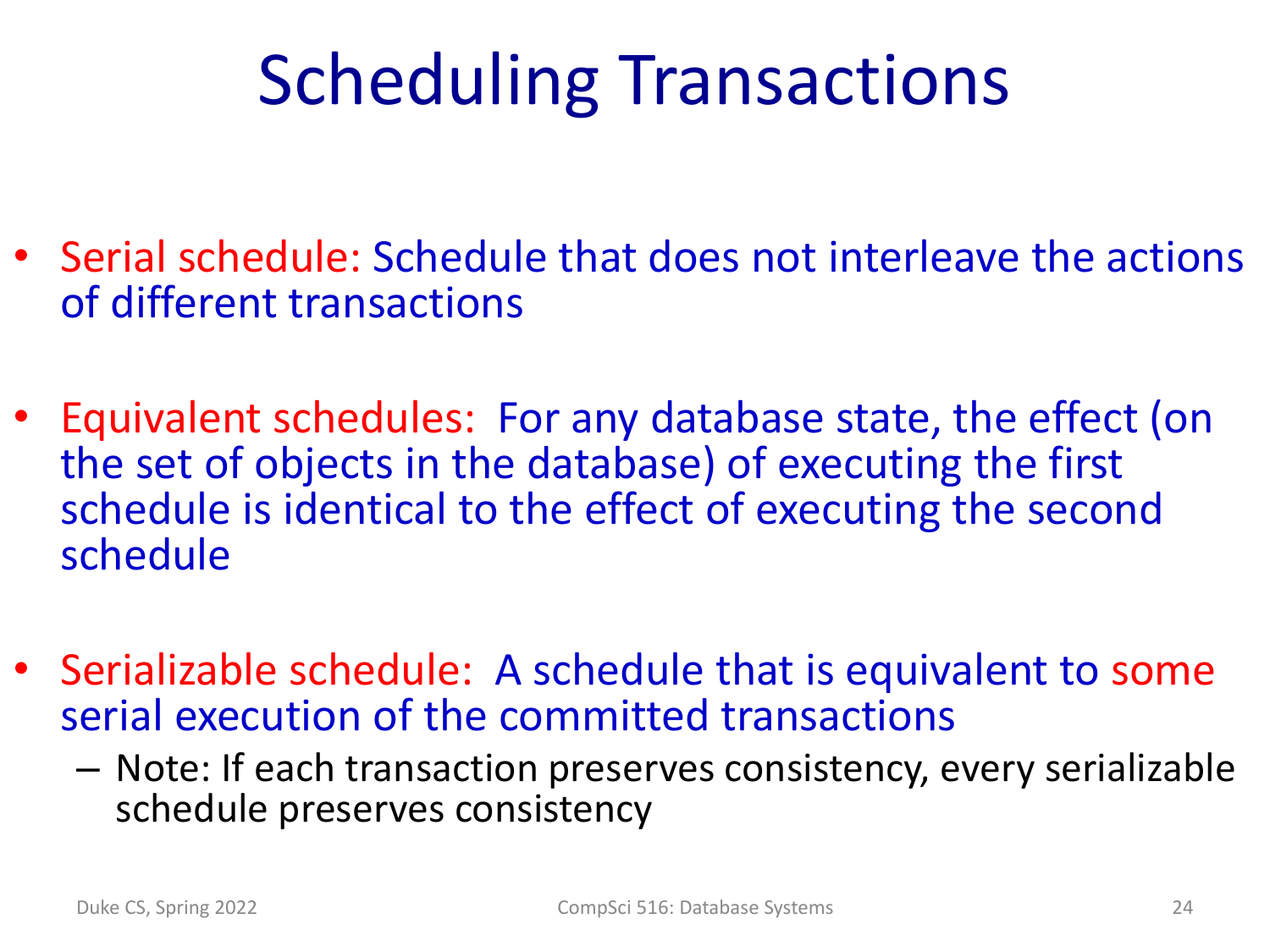# Scheduling Transactions

- Serial schedule: Schedule that does not interleave the actions of different transactions

- Equivalent schedules: For any database state, the effect (on the set of objects in the database) of executing the first schedule is identical to the effect of executing the second schedule

- Serializable schedule: A schedule that is equivalent to some serial execution of the committed transactions
  - Note: If each transaction preserves consistency, every serializable schedule preserves consistency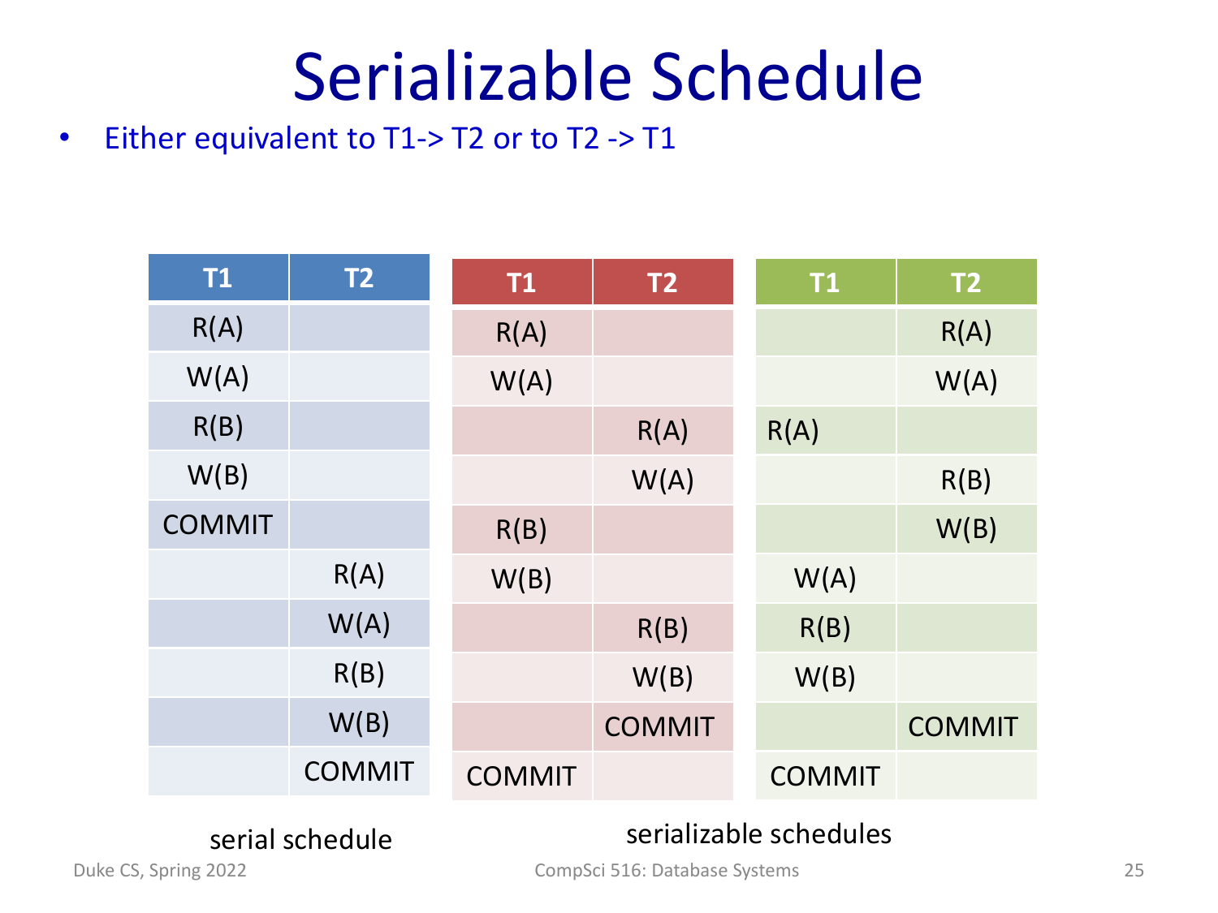# Serializable Schedule

- Either equivalent to T1-> T2 or to T2 -> T1

| T1 | T2 |
|---|---|
| R(A) | |
| W(A) | |
| R(B) | |
| W(B) | |
| COMMIT | |
| | R(A) |
| | W(A) |
| | R(B) |
| | W(B) |
| | COMMIT |

serial schedule

| T1 | T2 |
|---|---|
| R(A) | |
| W(A) | |
| | R(A) |
| | W(A) |
| R(B) | |
| W(B) | |
| | R(B) |
| | W(B) |
| | COMMIT |
| COMMIT | |

| T1 | T2 |
|---|---|
| | R(A) |
| | W(A) |
| R(A) | |
| | R(B) |
| | W(B) |
| W(A) | |
| R(B) | |
| W(B) | |
| | COMMIT |
| COMMIT | |

serializable schedules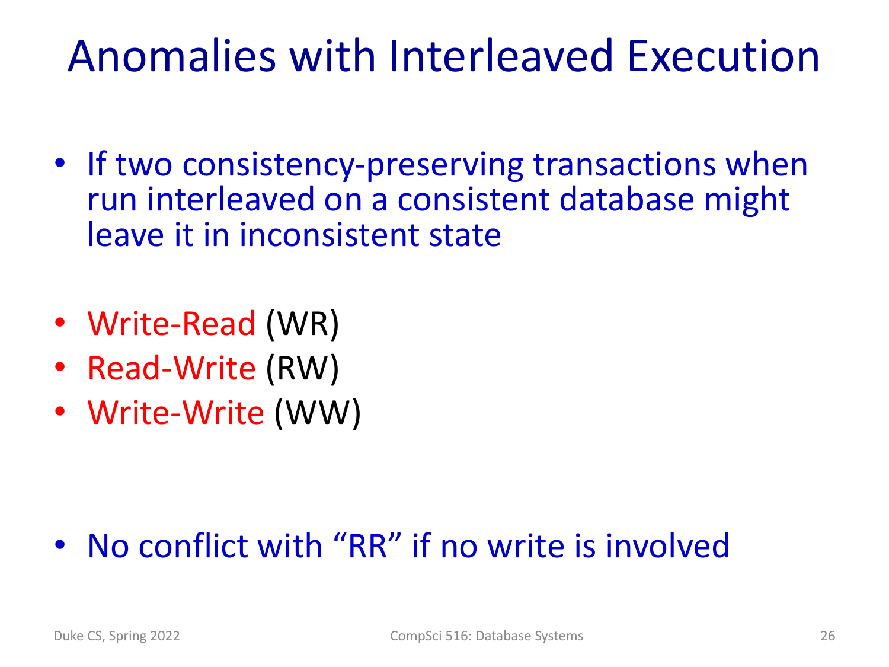# Anomalies with Interleaved Execution

- If two consistency-preserving transactions when run interleaved on a consistent database might leave it in inconsistent state

- Write-Read (WR)
- Read-Write (RW)
- Write-Write (WW)

- No conflict with "RR" if no write is involved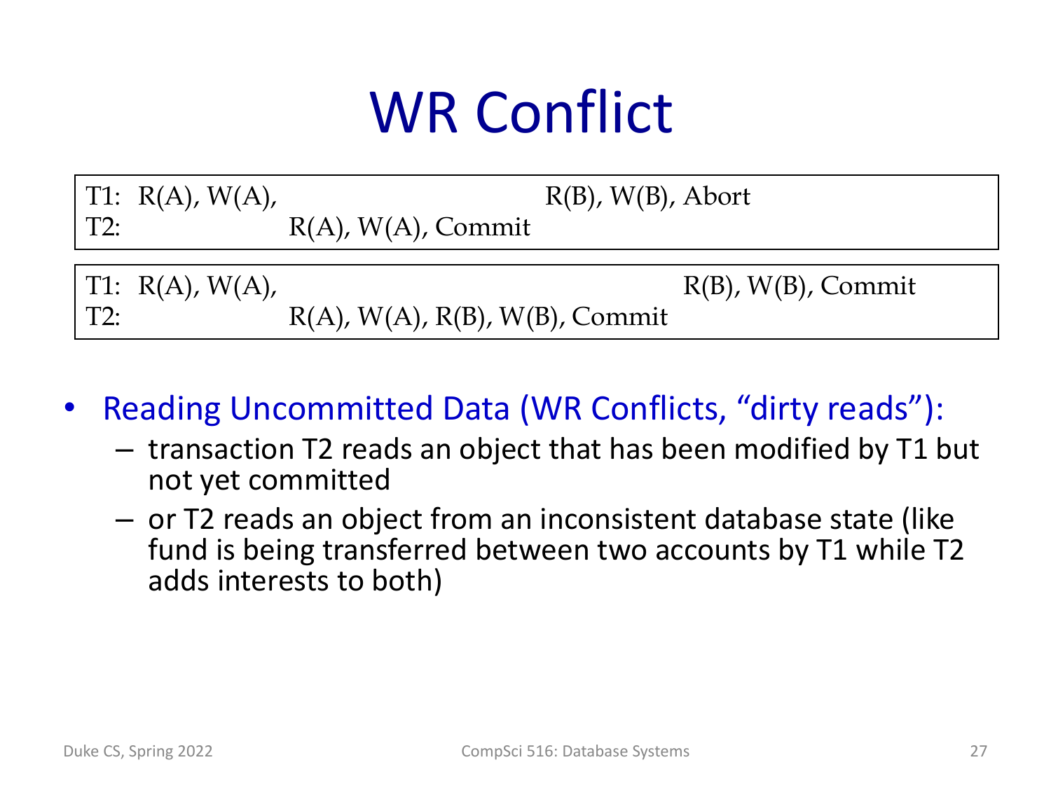# WR Conflict

```
T1:  R(A), W(A),                          R(B), W(B), Abort
T2:              R(A), W(A), Commit
```

```
T1:  R(A), W(A),                                      R(B), W(B), Commit
T2:              R(A), W(A), R(B), W(B), Commit
```

- Reading Uncommitted Data (WR Conflicts, "dirty reads"):
  - transaction T2 reads an object that has been modified by T1 but not yet committed
  - or T2 reads an object from an inconsistent database state (like fund is being transferred between two accounts by T1 while T2 adds interests to both)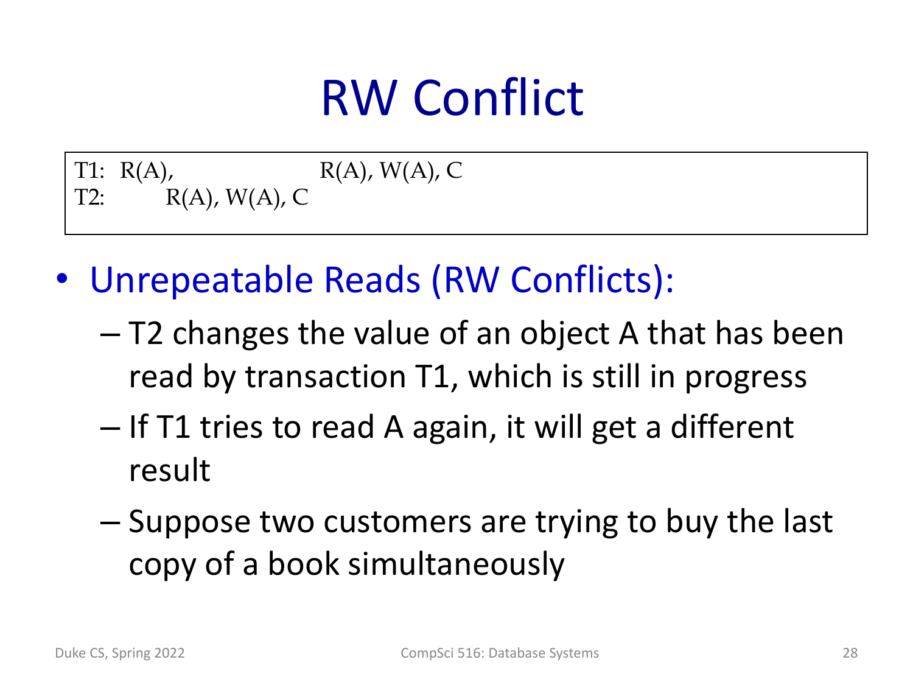# RW Conflict

```
T1:  R(A),                 R(A), W(A), C
T2:        R(A), W(A), C
```

- Unrepeatable Reads (RW Conflicts):
  - T2 changes the value of an object A that has been read by transaction T1, which is still in progress
  - If T1 tries to read A again, it will get a different result
  - Suppose two customers are trying to buy the last copy of a book simultaneously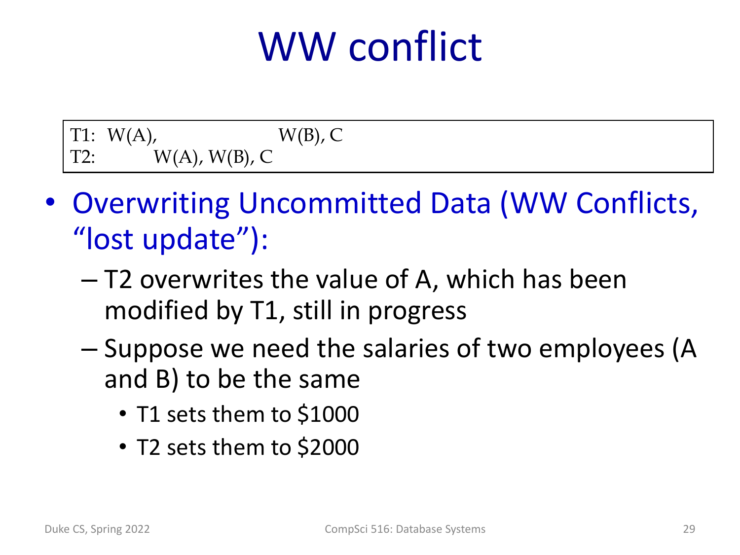# WW conflict

```
T1:  W(A),                    W(B), C
T2:        W(A), W(B), C
```

- Overwriting Uncommitted Data (WW Conflicts, "lost update"):
  - T2 overwrites the value of A, which has been modified by T1, still in progress
  - Suppose we need the salaries of two employees (A and B) to be the same
    - T1 sets them to $1000
    - T2 sets them to $2000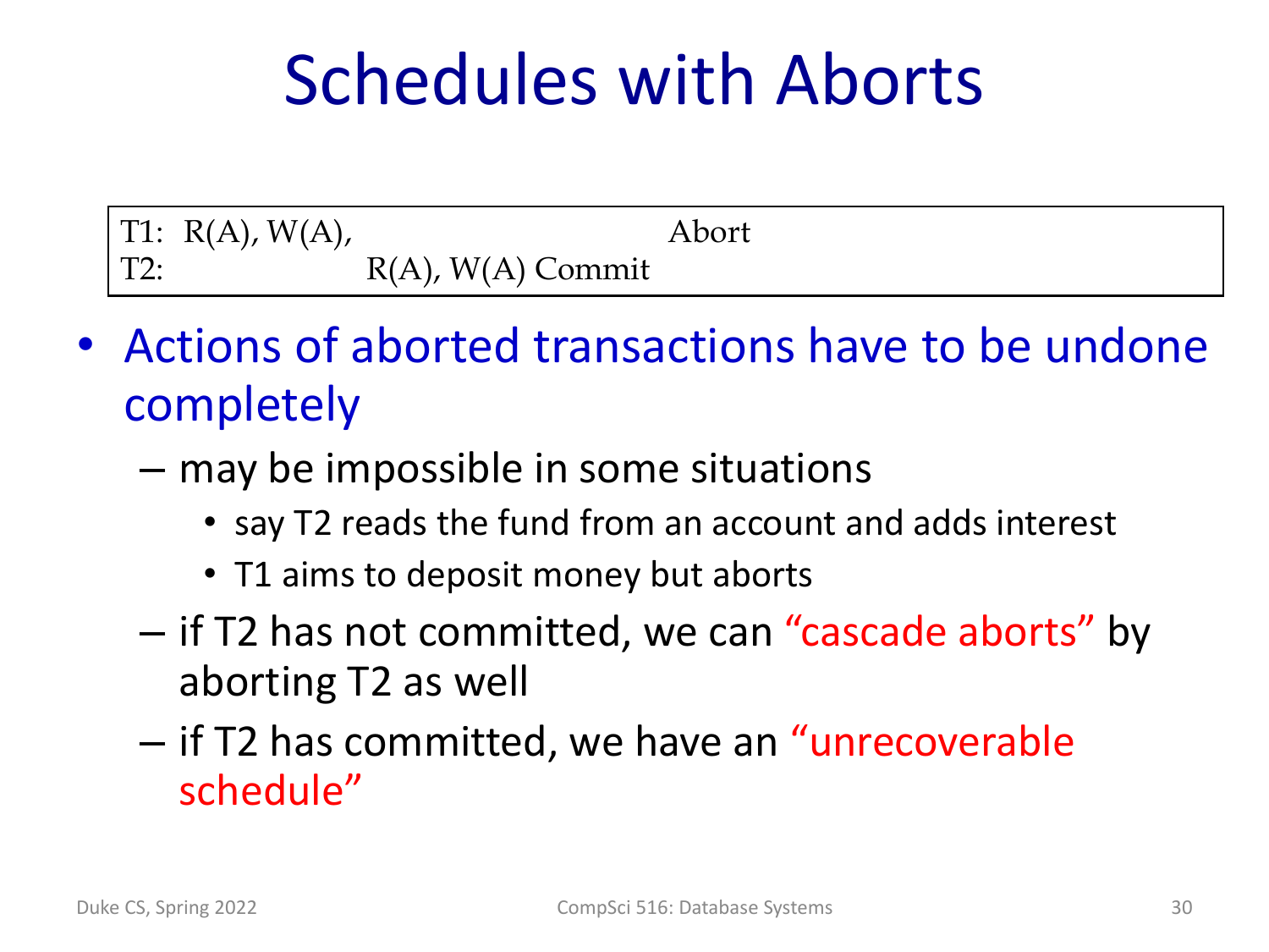# Schedules with Aborts

```
T1:  R(A), W(A),                     Abort
T2:              R(A), W(A) Commit
```

- Actions of aborted transactions have to be undone completely
  - may be impossible in some situations
    - say T2 reads the fund from an account and adds interest
    - T1 aims to deposit money but aborts
  - if T2 has not committed, we can "cascade aborts" by aborting T2 as well
  - if T2 has committed, we have an "unrecoverable schedule"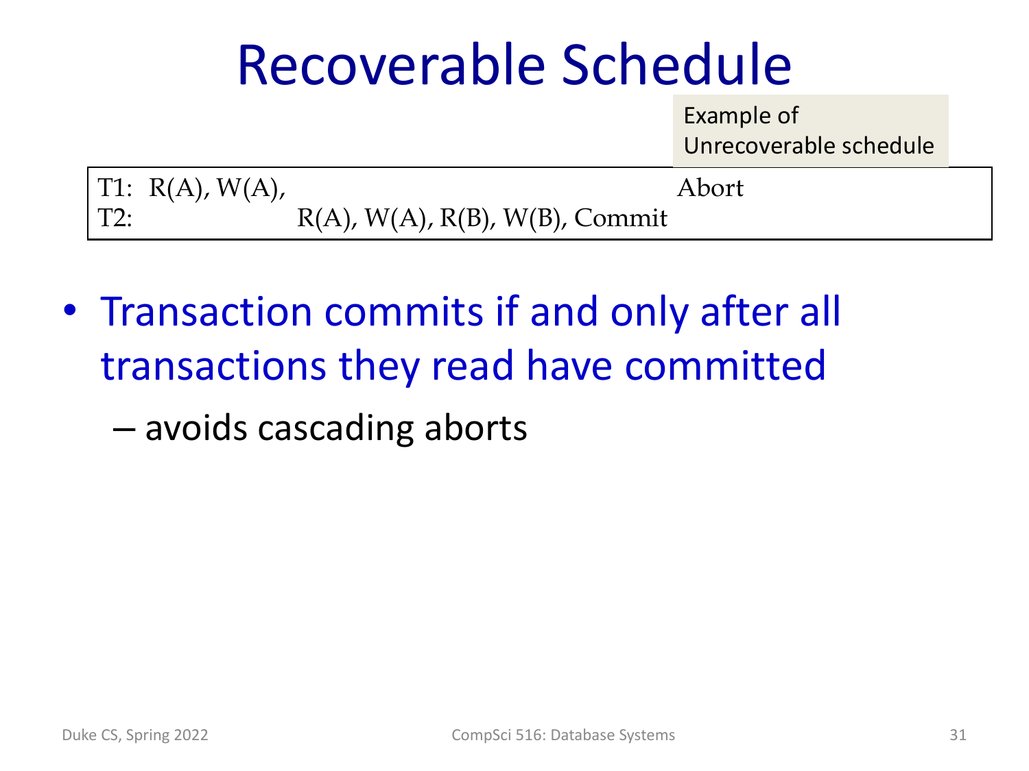# Recoverable Schedule

Example of Unrecoverable schedule

| | | | |
|---|---|---|---|
| T1: | R(A), W(A), | | Abort |
| T2: | | R(A), W(A), R(B), W(B), Commit | |

- Transaction commits if and only after all transactions they read have committed
  - avoids cascading aborts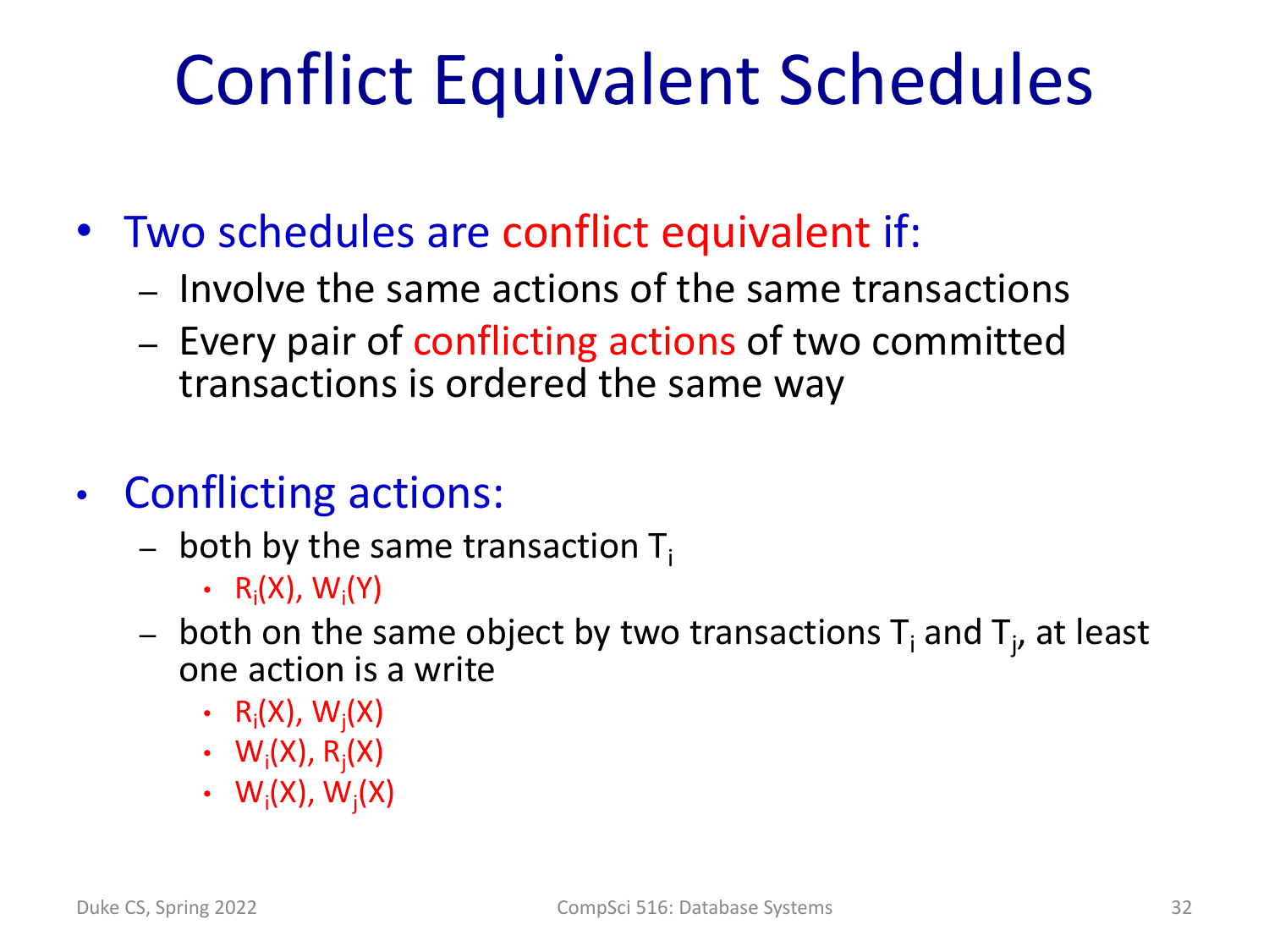# Conflict Equivalent Schedules

- Two schedules are conflict equivalent if:
  - Involve the same actions of the same transactions
  - Every pair of conflicting actions of two committed transactions is ordered the same way

- Conflicting actions:
  - both by the same transaction $T_i$
    - $R_i(X)$, $W_i(Y)$
  - both on the same object by two transactions $T_i$ and $T_j$, at least one action is a write
    - $R_i(X)$, $W_j(X)$
    - $W_i(X)$, $R_j(X)$
    - $W_i(X)$, $W_j(X)$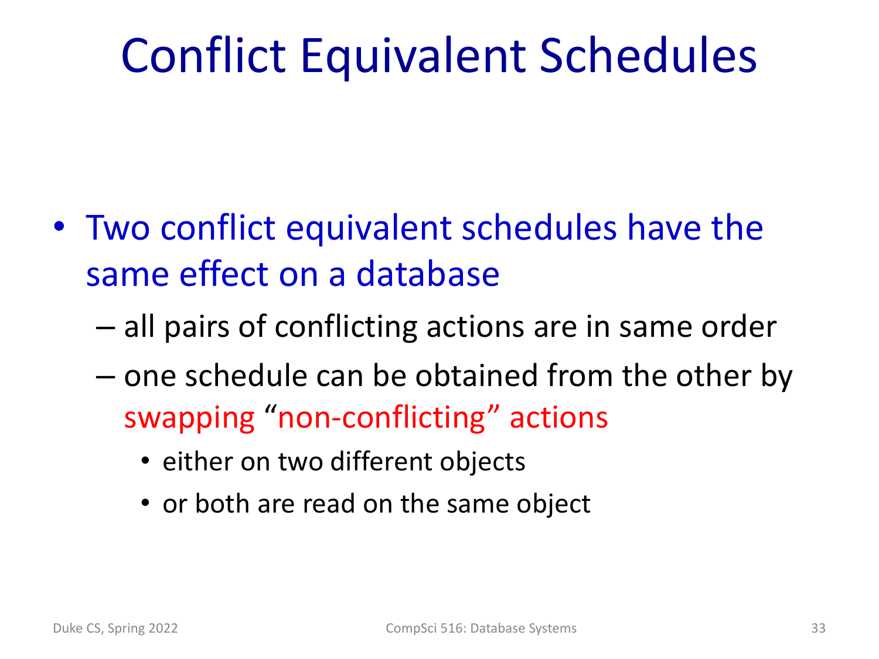# Conflict Equivalent Schedules

- Two conflict equivalent schedules have the same effect on a database
  - all pairs of conflicting actions are in same order
  - one schedule can be obtained from the other by swapping "non-conflicting" actions
    - either on two different objects
    - or both are read on the same object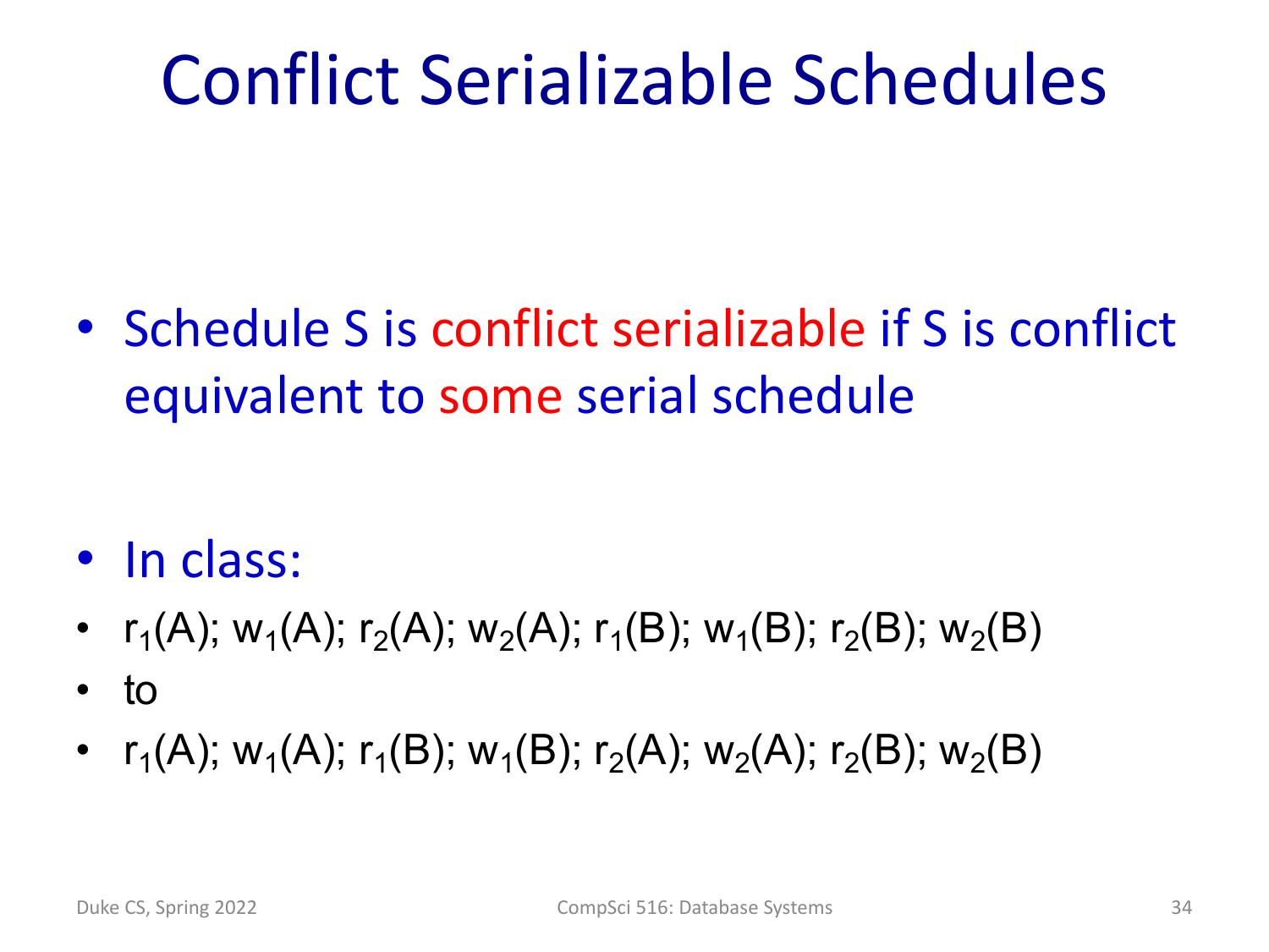# Conflict Serializable Schedules

- Schedule S is conflict serializable if S is conflict equivalent to some serial schedule

- In class:
- $r_1(A); w_1(A); r_2(A); w_2(A); r_1(B); w_1(B); r_2(B); w_2(B)$
- to
- $r_1(A); w_1(A); r_1(B); w_1(B); r_2(A); w_2(A); r_2(B); w_2(B)$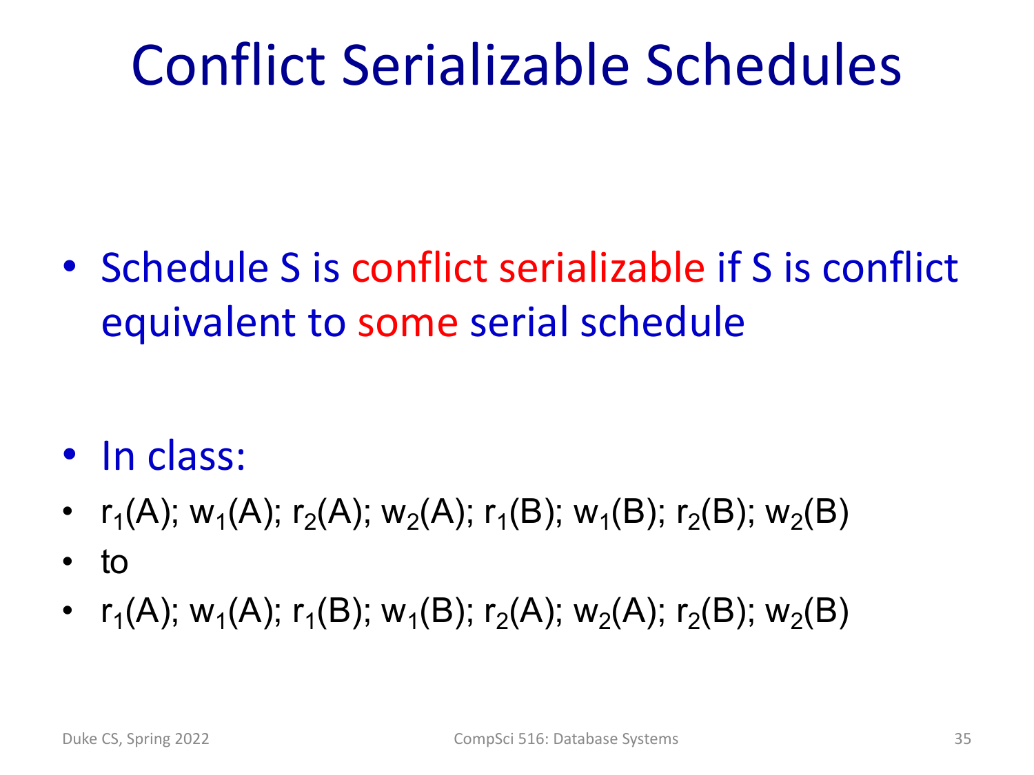# Conflict Serializable Schedules

- Schedule S is conflict serializable if S is conflict equivalent to some serial schedule

- In class:
- $r_1(A); w_1(A); r_2(A); w_2(A); r_1(B); w_1(B); r_2(B); w_2(B)$
- to
- $r_1(A); w_1(A); r_1(B); w_1(B); r_2(A); w_2(A); r_2(B); w_2(B)$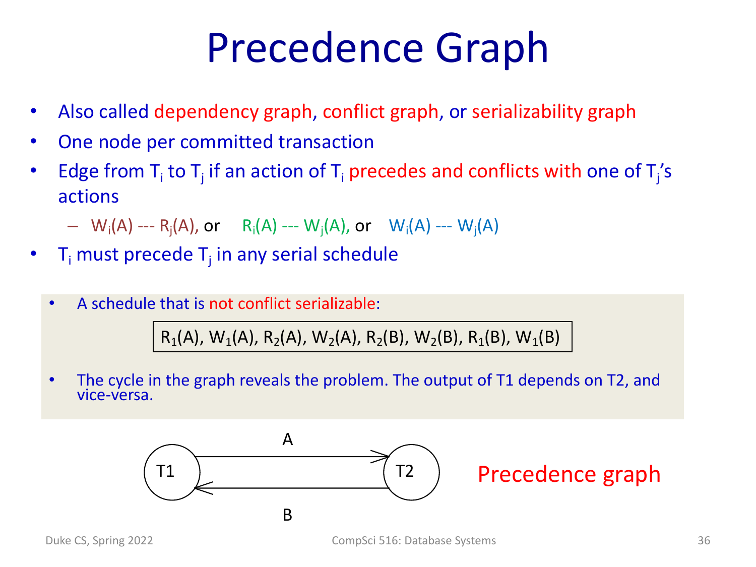# Precedence Graph

- Also called dependency graph, conflict graph, or serializability graph
- One node per committed transaction
- Edge from $T_i$ to $T_j$ if an action of $T_i$ precedes and conflicts with one of $T_j$'s actions
  - $W_i(A)$ --- $R_j(A)$, or $R_i(A)$ --- $W_j(A)$, or $W_i(A)$ --- $W_j(A)$
- $T_i$ must precede $T_j$ in any serial schedule

- A schedule that is not conflict serializable:

  $R_1(A), W_1(A), R_2(A), W_2(A), R_2(B), W_2(B), R_1(B), W_1(B)$

- The cycle in the graph reveals the problem. The output of T1 depends on T2, and vice-versa.

Precedence graph: T1 → T2 (A), T2 → T1 (B)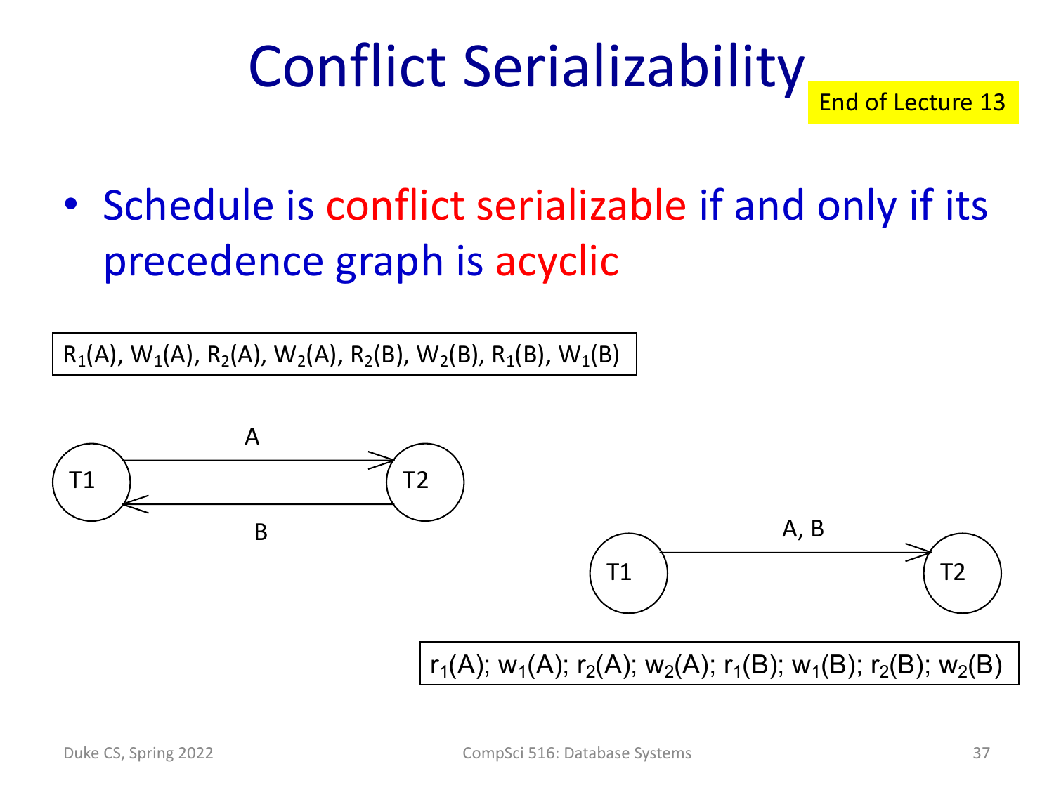# Conflict Serializability

End of Lecture 13

- Schedule is conflict serializable if and only if its precedence graph is acyclic

$R_1(A), W_1(A), R_2(A), W_2(A), R_2(B), W_2(B), R_1(B), W_1(B)$

T1 → T2 (A)
T2 → T1 (B)

T1 → T2 (A, B)

$r_1(A); w_1(A); r_2(A); w_2(A); r_1(B); w_1(B); r_2(B); w_2(B)$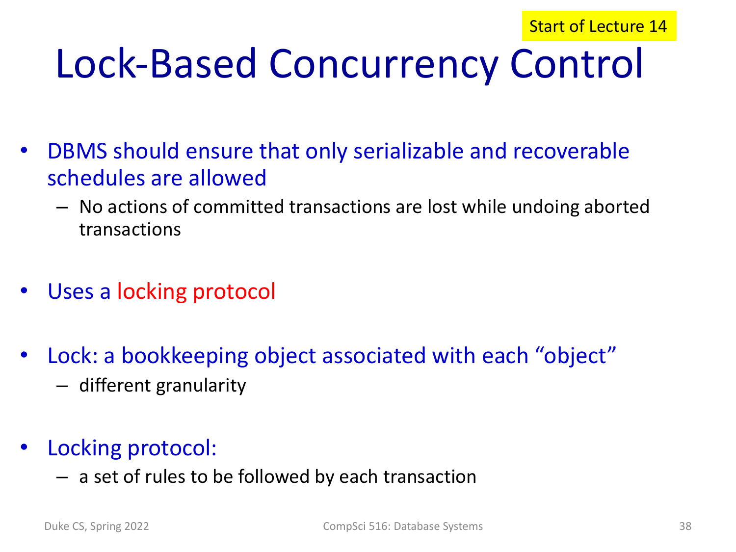Start of Lecture 14

# Lock-Based Concurrency Control

- DBMS should ensure that only serializable and recoverable schedules are allowed
  - No actions of committed transactions are lost while undoing aborted transactions
- Uses a locking protocol
- Lock: a bookkeeping object associated with each "object"
  - different granularity
- Locking protocol:
  - a set of rules to be followed by each transaction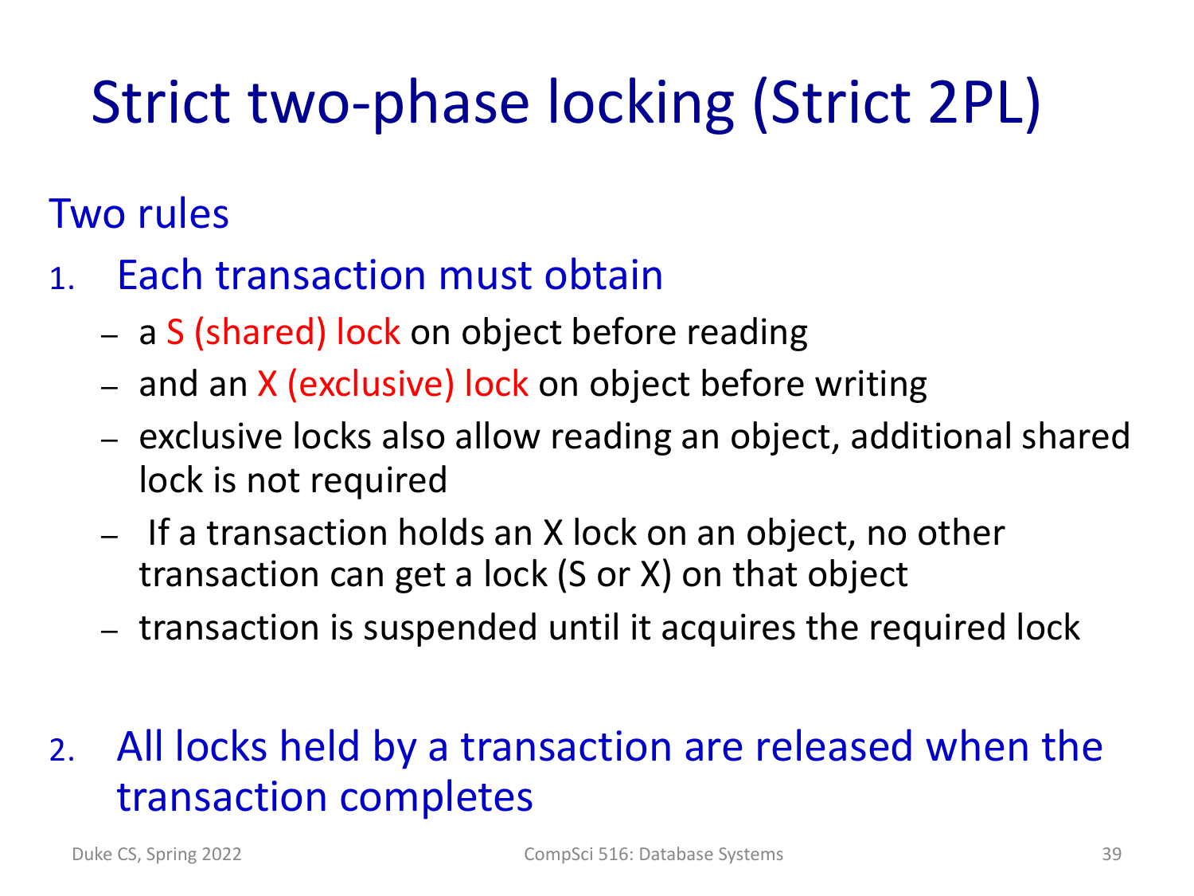# Strict two-phase locking (Strict 2PL)

Two rules

1. Each transaction must obtain
   - a S (shared) lock on object before reading
   - and an X (exclusive) lock on object before writing
   - exclusive locks also allow reading an object, additional shared lock is not required
   - If a transaction holds an X lock on an object, no other transaction can get a lock (S or X) on that object
   - transaction is suspended until it acquires the required lock

2. All locks held by a transaction are released when the transaction completes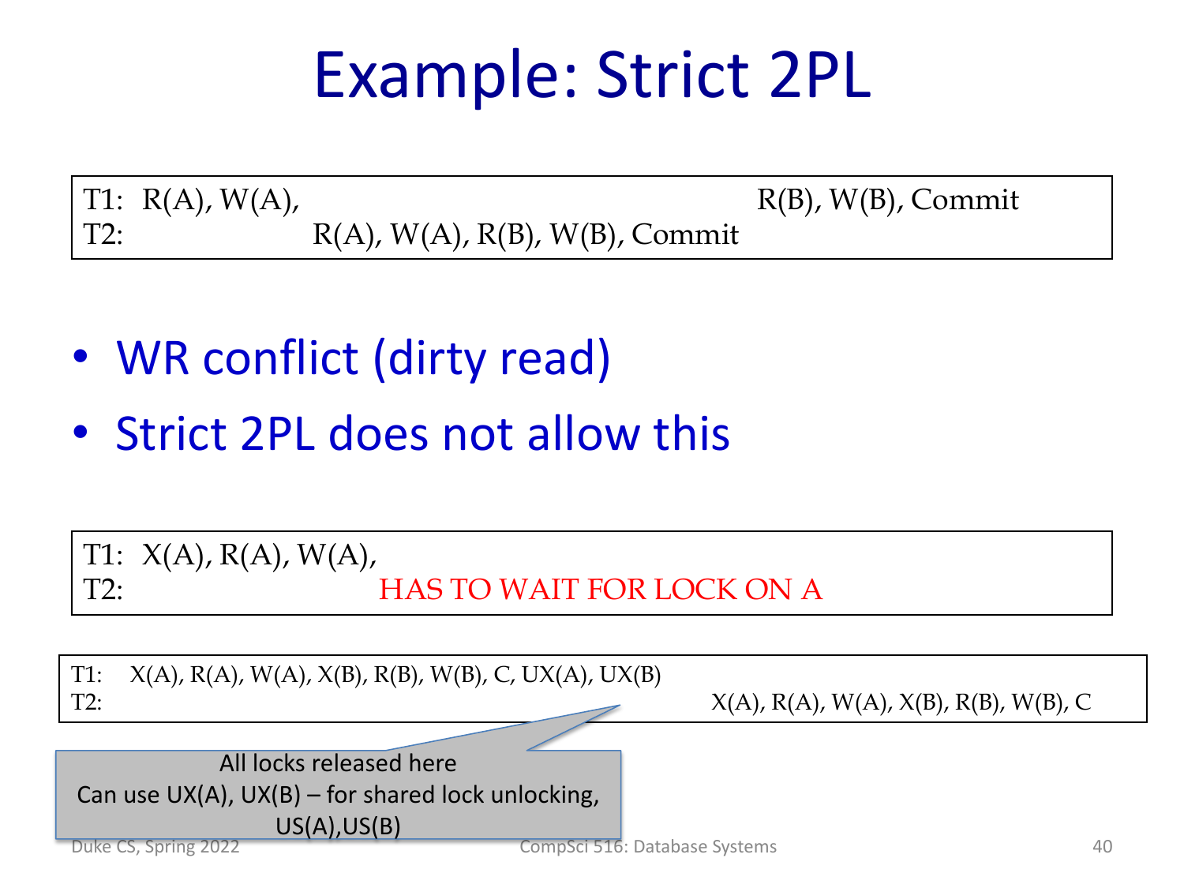# Example: Strict 2PL

```
T1:  R(A), W(A),                                        R(B), W(B), Commit
T2:              R(A), W(A), R(B), W(B), Commit
```

- WR conflict (dirty read)
- Strict 2PL does not allow this

```
T1:  X(A), R(A), W(A),
T2:                    HAS TO WAIT FOR LOCK ON A
```

```
T1:  X(A), R(A), W(A), X(B), R(B), W(B), C, UX(A), UX(B)
T2:                                                        X(A), R(A), W(A), X(B), R(B), W(B), C
```

All locks released here
Can use UX(A), UX(B) – for shared lock unlocking, US(A),US(B)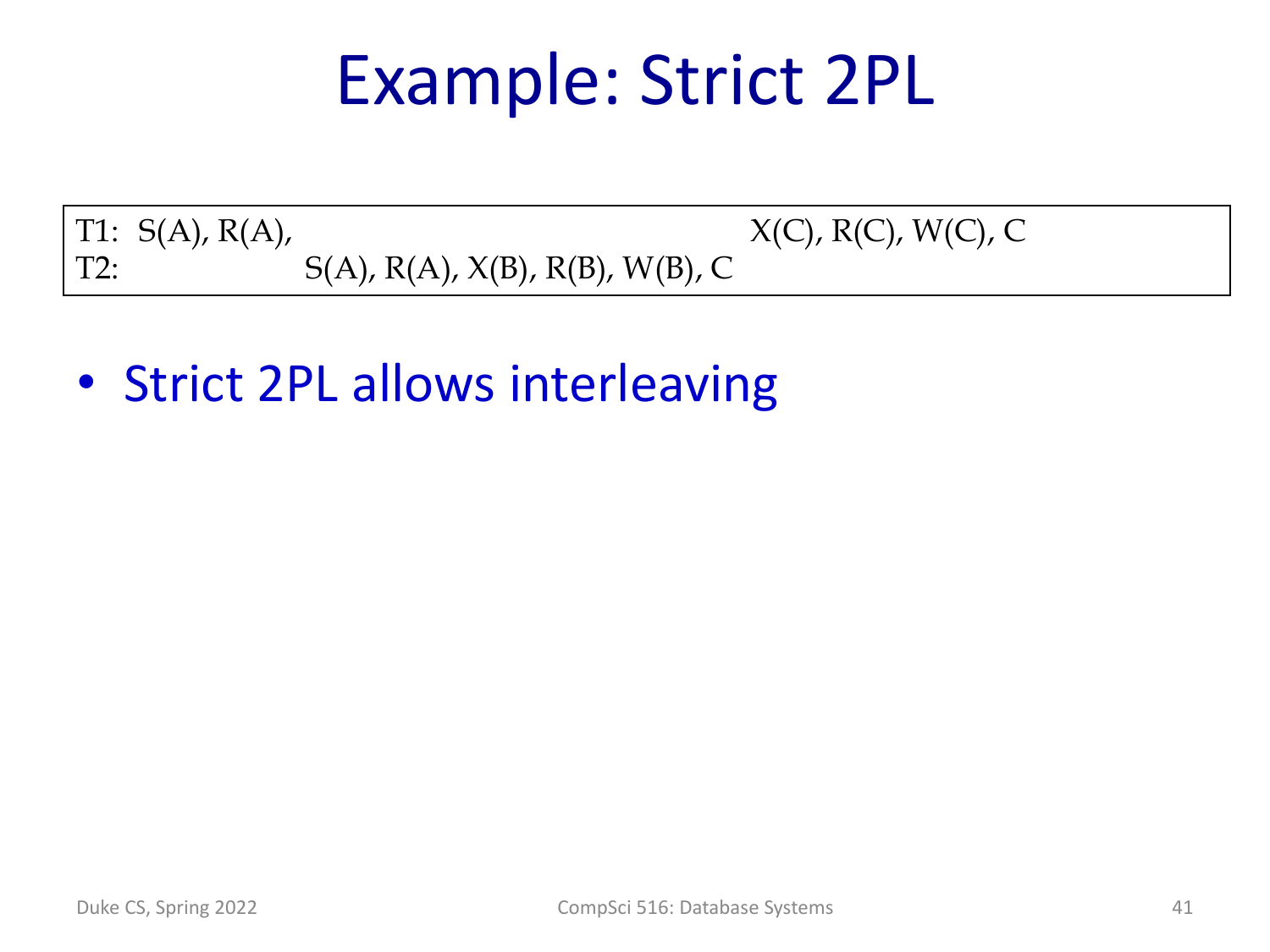# Example: Strict 2PL

| | | | |
|---|---|---|---|
| T1: | S(A), R(A), | | X(C), R(C), W(C), C |
| T2: | | S(A), R(A), X(B), R(B), W(B), C | |

- Strict 2PL allows interleaving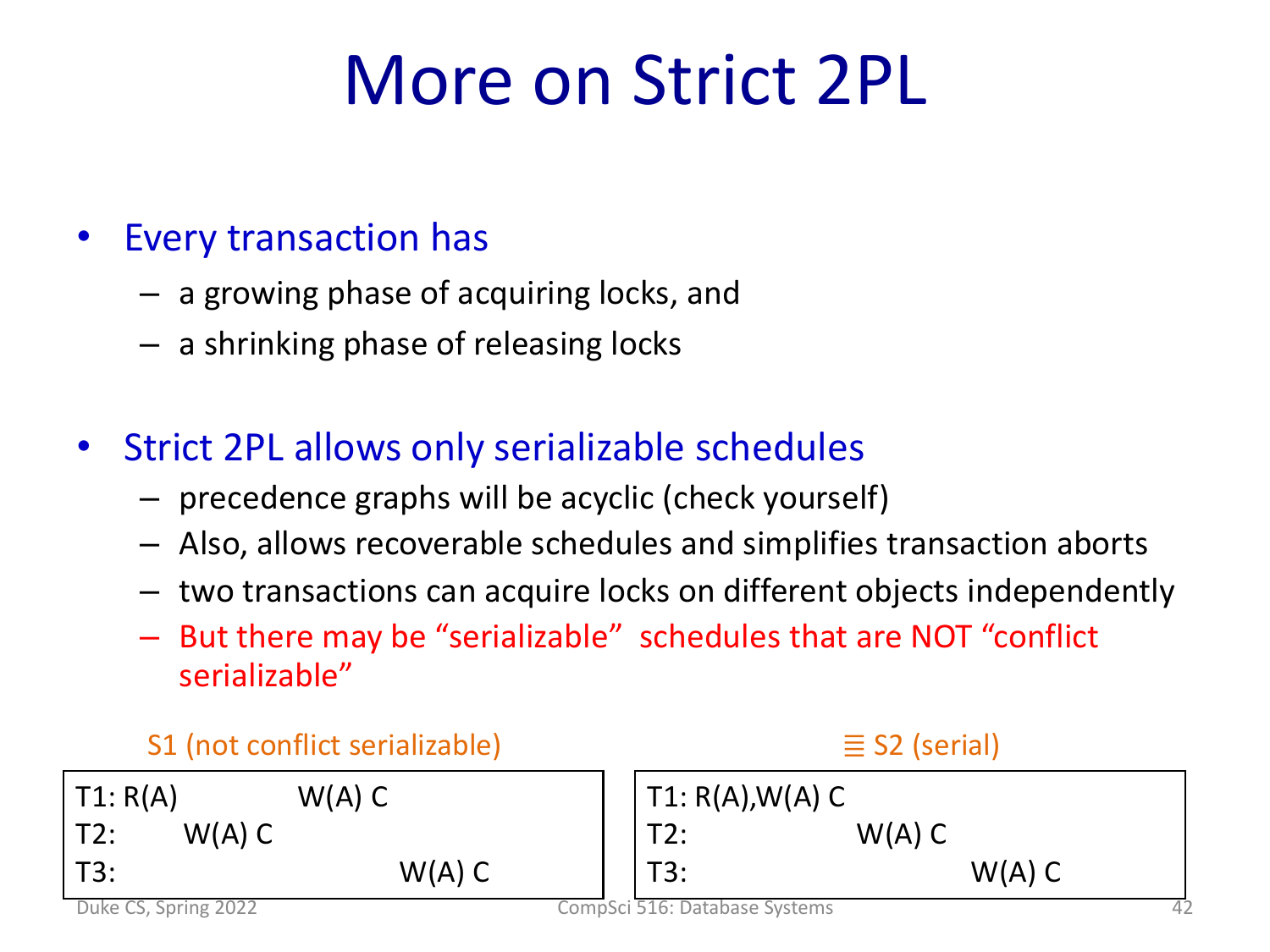# More on Strict 2PL

- Every transaction has
  - a growing phase of acquiring locks, and
  - a shrinking phase of releasing locks
- Strict 2PL allows only serializable schedules
  - precedence graphs will be acyclic (check yourself)
  - Also, allows recoverable schedules and simplifies transaction aborts
  - two transactions can acquire locks on different objects independently
  - But there may be "serializable" schedules that are NOT "conflict serializable"

S1 (not conflict serializable)

| | | | | |
|---|---|---|---|---|
| T1: | R(A) | | W(A) C | |
| T2: | | W(A) C | | |
| T3: | | | | W(A) C |

≣ S2 (serial)

| | | | |
|---|---|---|---|
| T1: | R(A),W(A) C | | |
| T2: | | W(A) C | |
| T3: | | | W(A) C |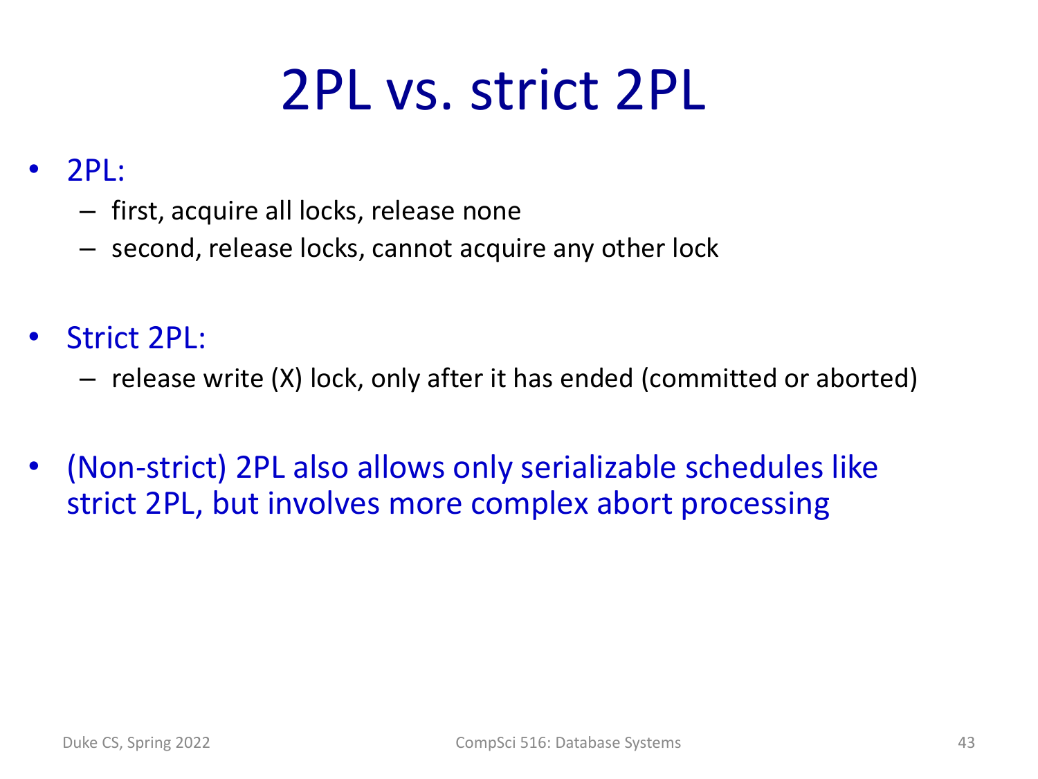# 2PL vs. strict 2PL

- 2PL:
  - first, acquire all locks, release none
  - second, release locks, cannot acquire any other lock

- Strict 2PL:
  - release write (X) lock, only after it has ended (committed or aborted)

- (Non-strict) 2PL also allows only serializable schedules like strict 2PL, but involves more complex abort processing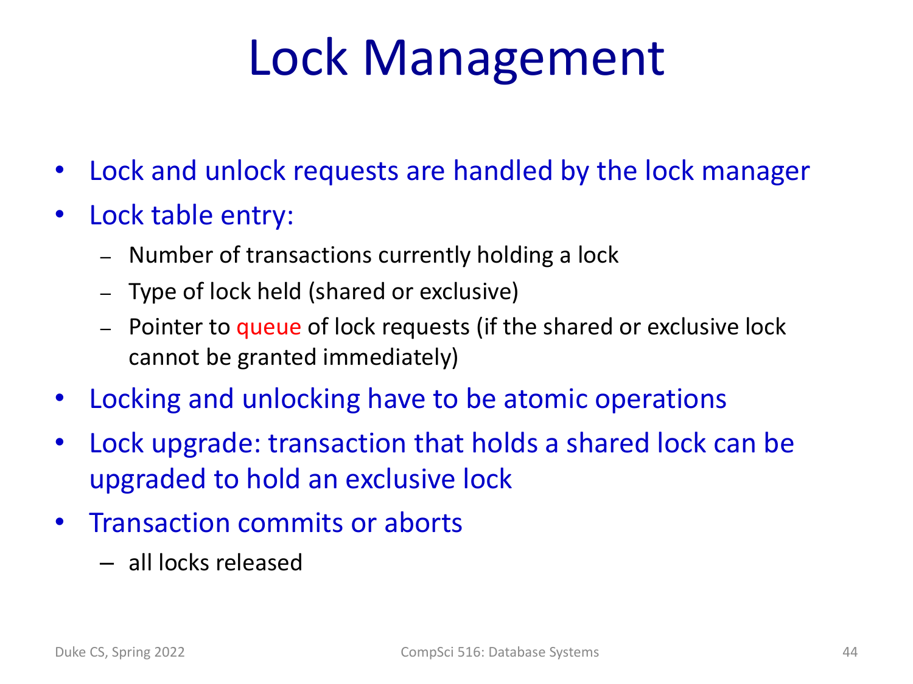# Lock Management

- Lock and unlock requests are handled by the lock manager
- Lock table entry:
  - Number of transactions currently holding a lock
  - Type of lock held (shared or exclusive)
  - Pointer to queue of lock requests (if the shared or exclusive lock cannot be granted immediately)
- Locking and unlocking have to be atomic operations
- Lock upgrade: transaction that holds a shared lock can be upgraded to hold an exclusive lock
- Transaction commits or aborts
  - all locks released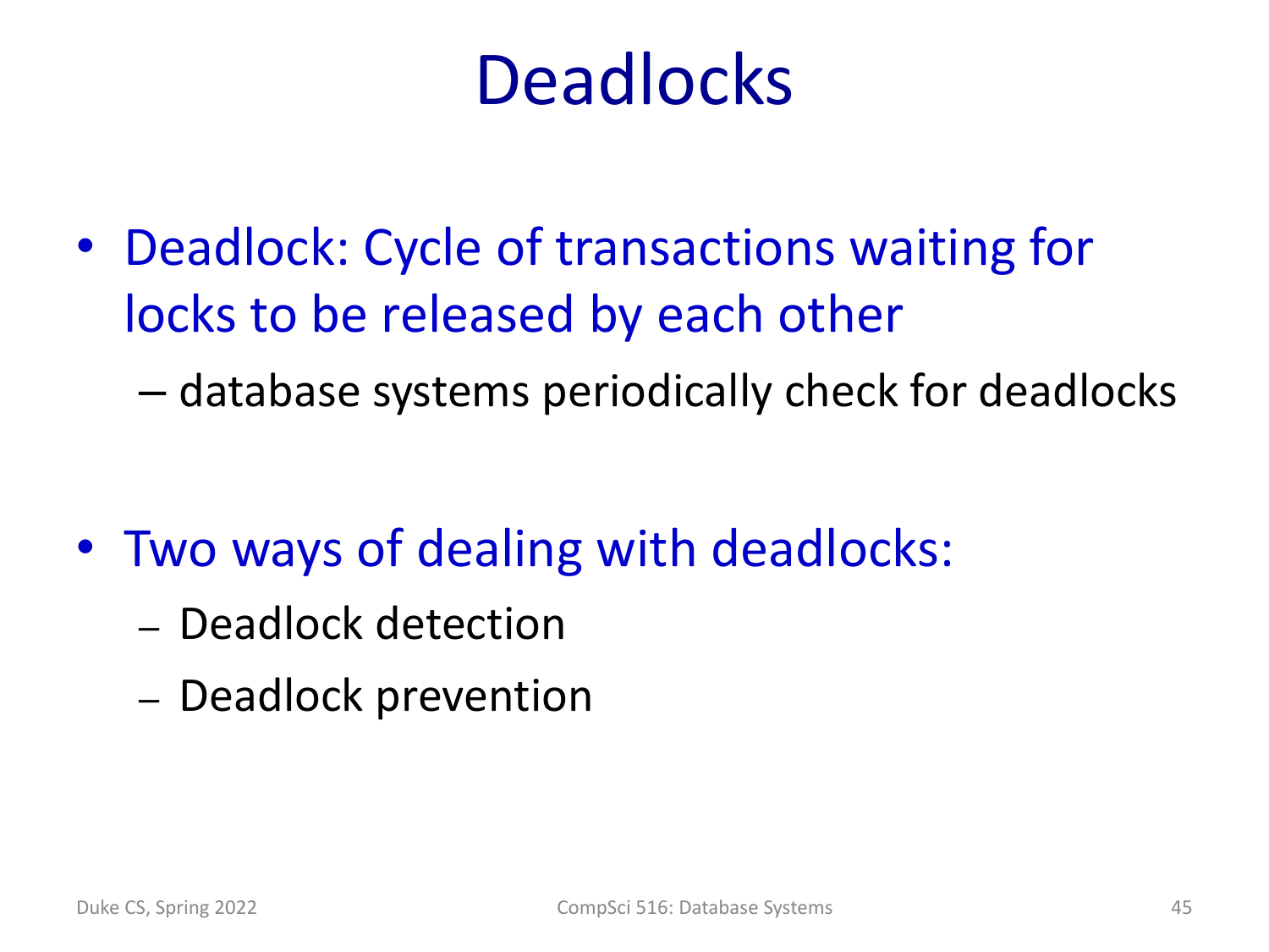# Deadlocks

- Deadlock: Cycle of transactions waiting for locks to be released by each other
  - database systems periodically check for deadlocks

- Two ways of dealing with deadlocks:
  - Deadlock detection
  - Deadlock prevention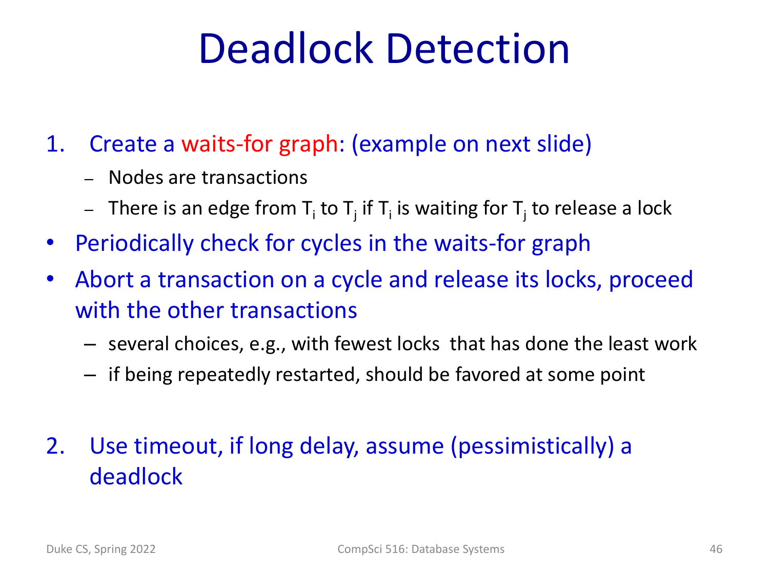# Deadlock Detection

1. Create a waits-for graph: (example on next slide)
   - Nodes are transactions
   - There is an edge from $T_i$ to $T_j$ if $T_i$ is waiting for $T_j$ to release a lock

- Periodically check for cycles in the waits-for graph
- Abort a transaction on a cycle and release its locks, proceed with the other transactions
  - several choices, e.g., with fewest locks that has done the least work
  - if being repeatedly restarted, should be favored at some point

2. Use timeout, if long delay, assume (pessimistically) a deadlock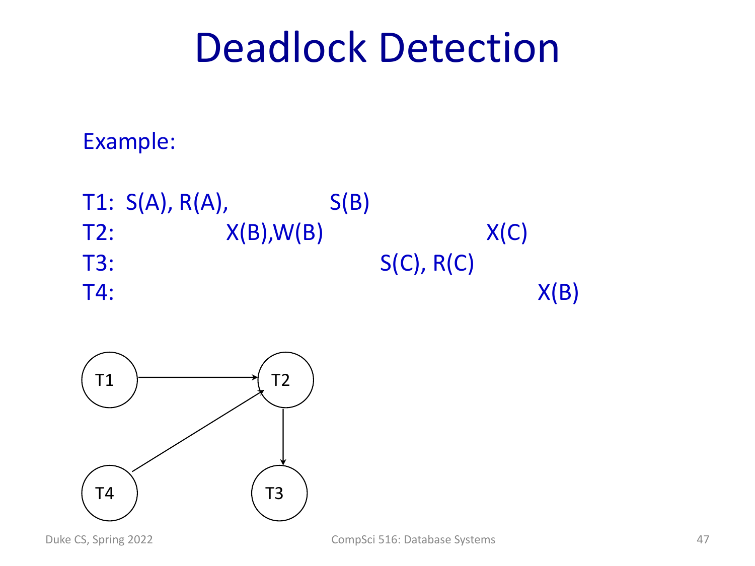# Deadlock Detection

Example:

| | | | | | |
|---|---|---|---|---|---|
| T1: | S(A), R(A), | | S(B) | | |
| T2: | | X(B),W(B) | | | X(C) |
| T3: | | | | S(C), R(C) | |
| T4: | | | | | X(B) |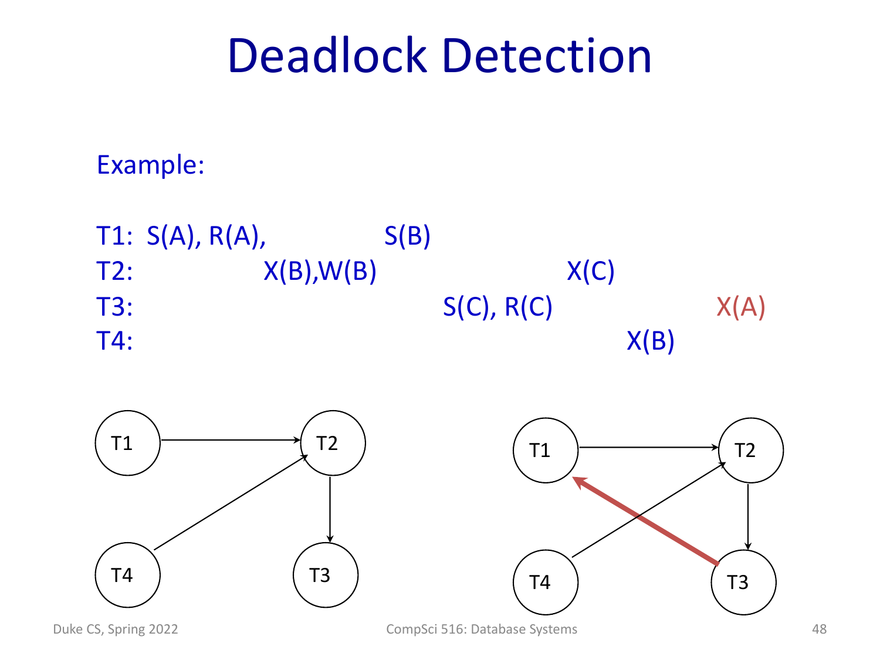# Deadlock Detection

Example:

```
T1:  S(A), R(A),            S(B)
T2:              X(B),W(B)                      X(C)
T3:                                S(C), R(C)                   X(A)
T4:                                                      X(B)
```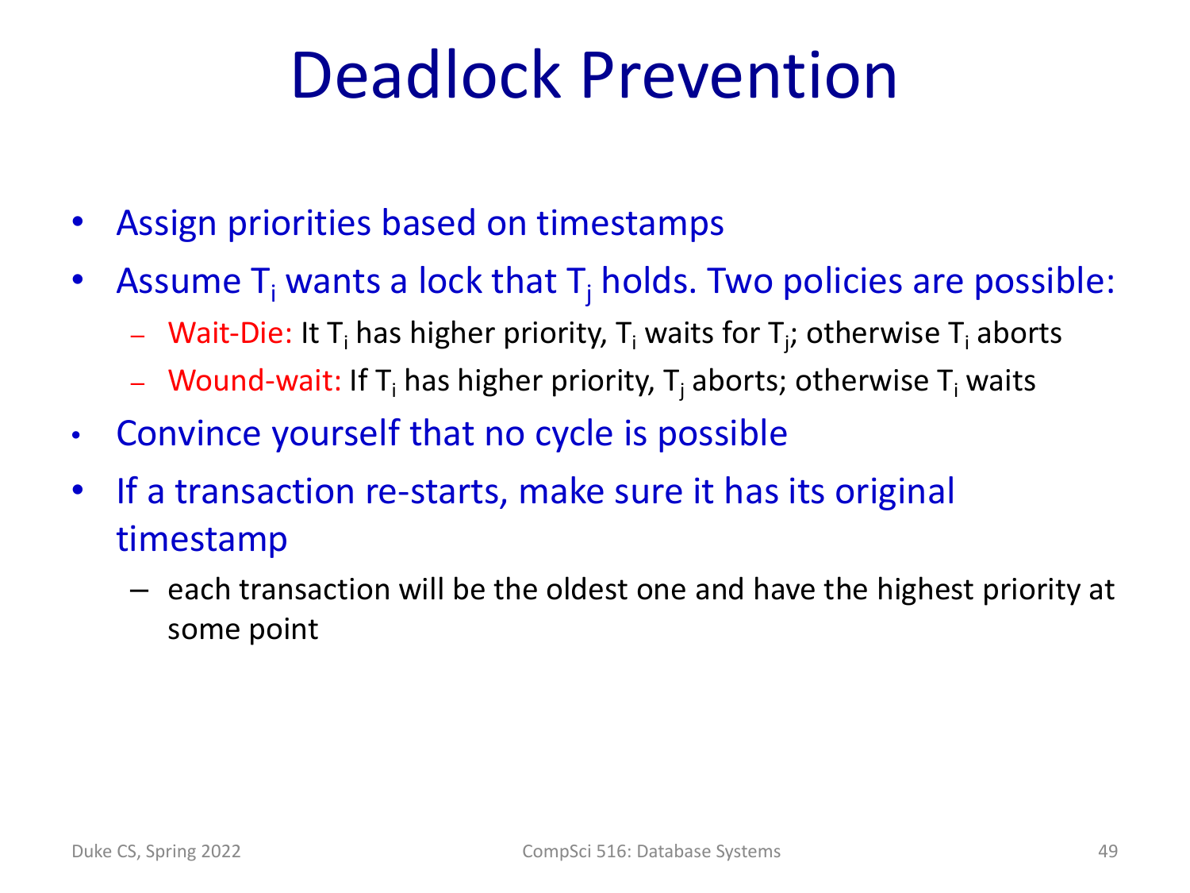# Deadlock Prevention

- Assign priorities based on timestamps
- Assume $T_i$ wants a lock that $T_j$ holds. Two policies are possible:
  - Wait-Die: It $T_i$ has higher priority, $T_i$ waits for $T_j$; otherwise $T_i$ aborts
  - Wound-wait: If $T_i$ has higher priority, $T_j$ aborts; otherwise $T_i$ waits
- Convince yourself that no cycle is possible
- If a transaction re-starts, make sure it has its original timestamp
  - each transaction will be the oldest one and have the highest priority at some point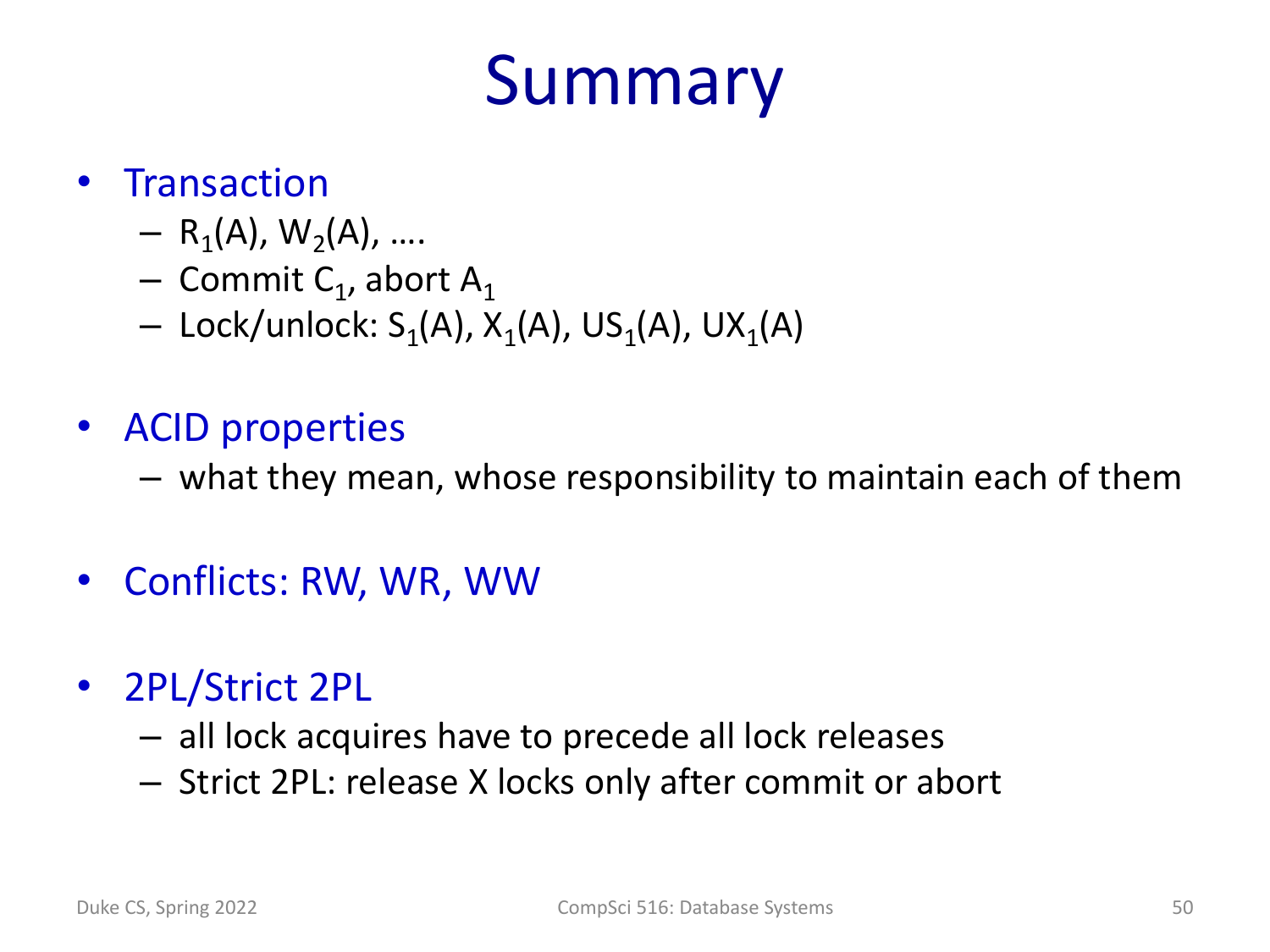# Summary

- Transaction
  - $R_1(A)$, $W_2(A)$, ….
  - Commit $C_1$, abort $A_1$
  - Lock/unlock: $S_1(A)$, $X_1(A)$, $US_1(A)$, $UX_1(A)$
- ACID properties
  - what they mean, whose responsibility to maintain each of them
- Conflicts: RW, WR, WW
- 2PL/Strict 2PL
  - all lock acquires have to precede all lock releases
  - Strict 2PL: release X locks only after commit or abort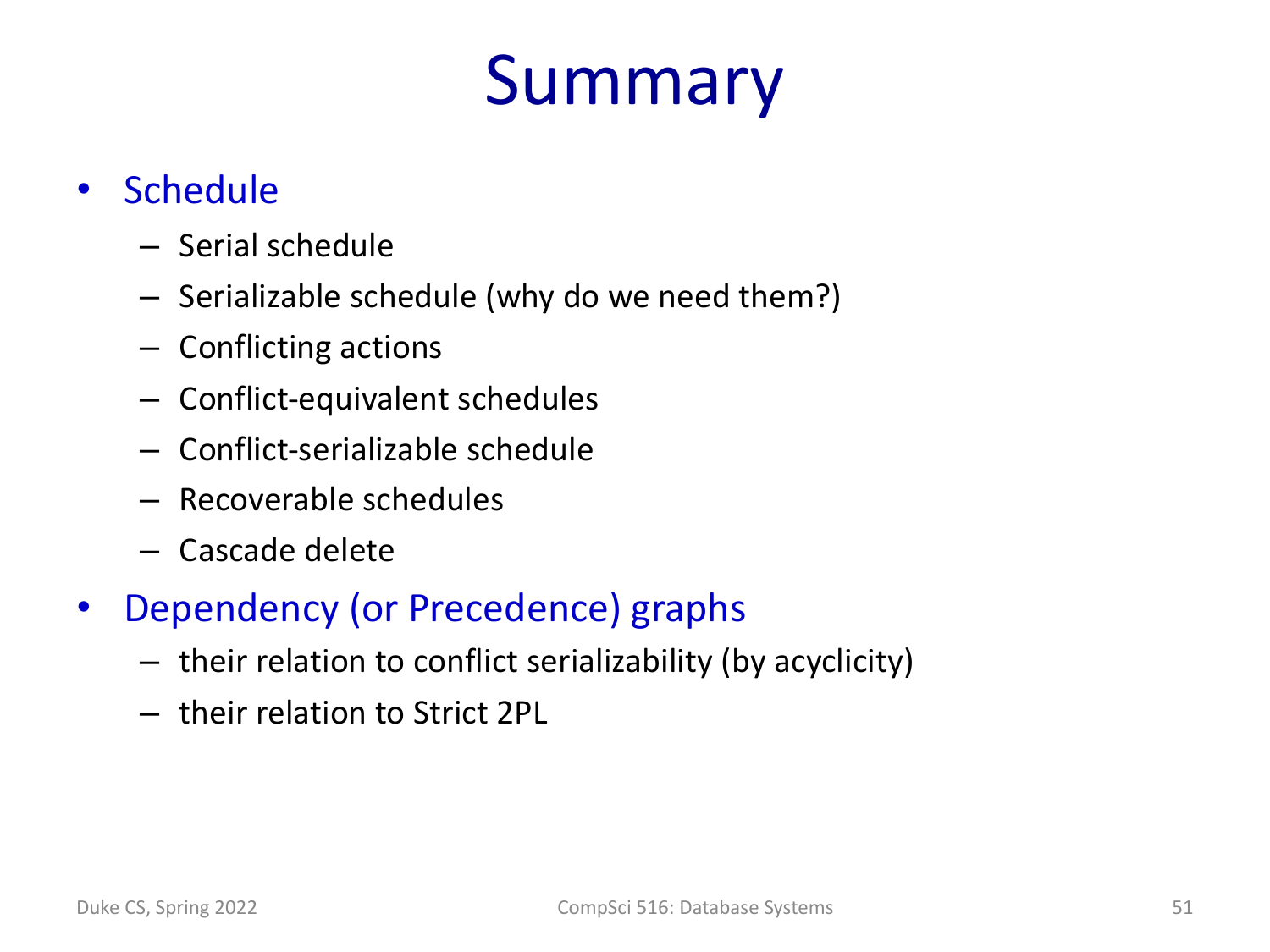# Summary

- Schedule
  - Serial schedule
  - Serializable schedule (why do we need them?)
  - Conflicting actions
  - Conflict-equivalent schedules
  - Conflict-serializable schedule
  - Recoverable schedules
  - Cascade delete
- Dependency (or Precedence) graphs
  - their relation to conflict serializability (by acyclicity)
  - their relation to Strict 2PL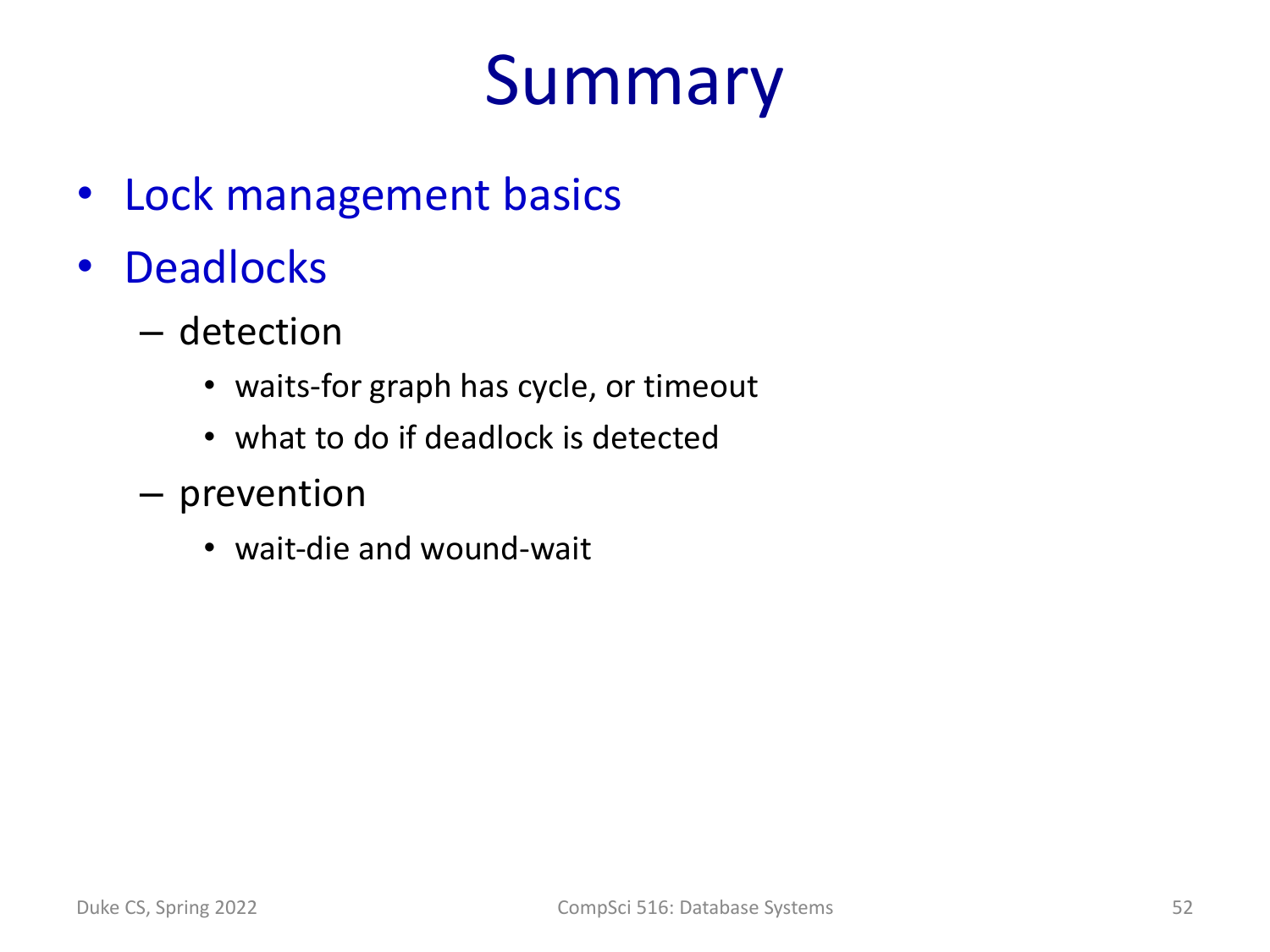# Summary

- Lock management basics
- Deadlocks
  - detection
    - waits-for graph has cycle, or timeout
    - what to do if deadlock is detected
  - prevention
    - wait-die and wound-wait